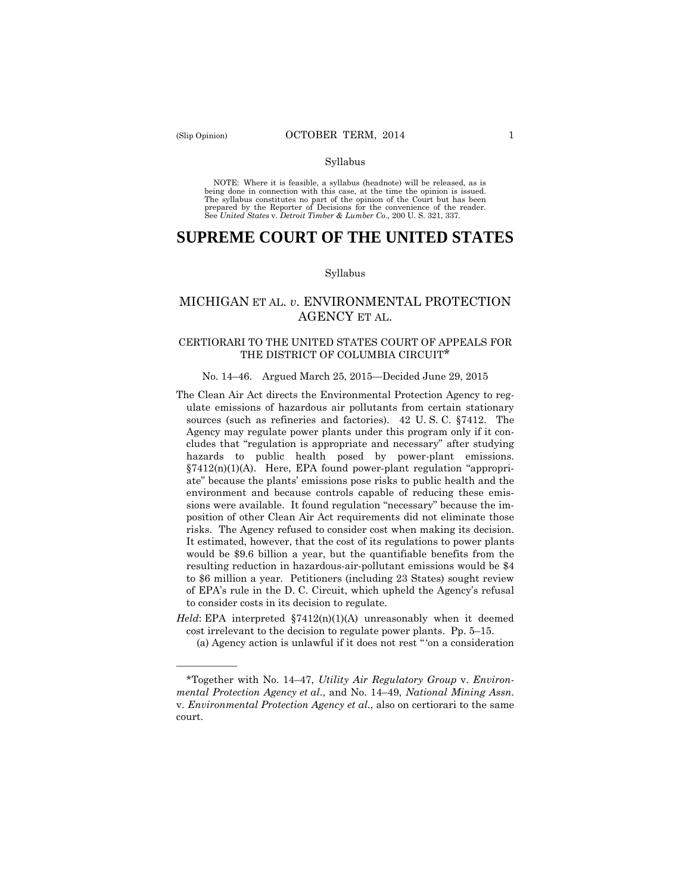Syllabus

NOTE: Where it is feasible, a syllabus (headnote) will be released, as is being done in connection with this case, at the time the opinion is issued. The syllabus constitutes no part of the opinion of the Court but has been prepared by the Reporter of Decisions for the convenience of the reader. See *United States* v. *Detroit Timber & Lumber Co.,* 200 U. S. 321, 337.

# SUPREME COURT OF THE UNITED STATES

Syllabus

## MICHIGAN ET AL. *v*. ENVIRONMENTAL PROTECTION AGENCY ET AL.

### CERTIORARI TO THE UNITED STATES COURT OF APPEALS FOR THE DISTRICT OF COLUMBIA CIRCUIT*

No. 14–46. Argued March 25, 2015—Decided June 29, 2015

The Clean Air Act directs the Environmental Protection Agency to regulate emissions of hazardous air pollutants from certain stationary sources (such as refineries and factories). 42 U. S. C. §7412. The Agency may regulate power plants under this program only if it concludes that "regulation is appropriate and necessary" after studying hazards to public health posed by power-plant emissions. §7412(n)(1)(A). Here, EPA found power-plant regulation "appropriate" because the plants' emissions pose risks to public health and the environment and because controls capable of reducing these emissions were available. It found regulation "necessary" because the imposition of other Clean Air Act requirements did not eliminate those risks. The Agency refused to consider cost when making its decision. It estimated, however, that the cost of its regulations to power plants would be $9.6 billion a year, but the quantifiable benefits from the resulting reduction in hazardous-air-pollutant emissions would be $4 to $6 million a year. Petitioners (including 23 States) sought review of EPA's rule in the D. C. Circuit, which upheld the Agency's refusal to consider costs in its decision to regulate.

*Held*: EPA interpreted §7412(n)(1)(A) unreasonably when it deemed cost irrelevant to the decision to regulate power plants. Pp. 5–15.

(a) Agency action is unlawful if it does not rest "'on a consideration

---

*Together with No. 14–47, *Utility Air Regulatory Group* v. *Environmental Protection Agency et al*., and No. 14–49, *National Mining Assn.* v. *Environmental Protection Agency et al*., also on certiorari to the same court.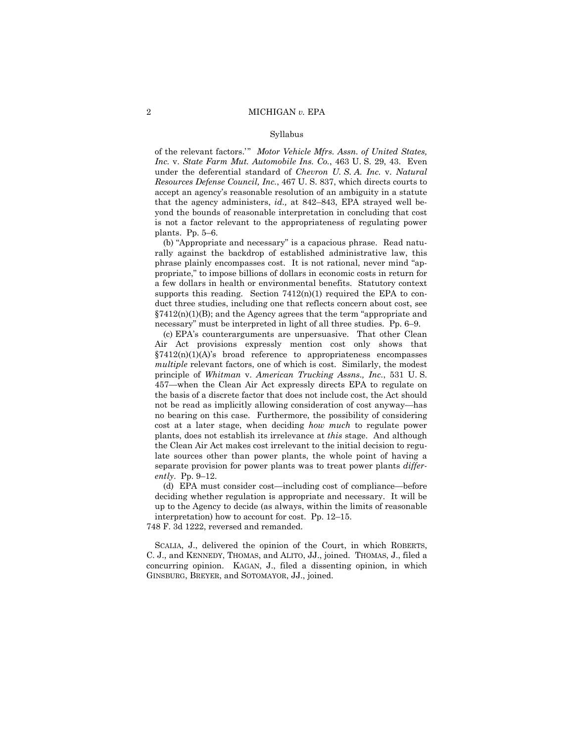of the relevant factors.'" *Motor Vehicle Mfrs. Assn. of United States, Inc.* v. *State Farm Mut. Automobile Ins. Co.*, 463 U. S. 29, 43. Even under the deferential standard of *Chevron U. S. A. Inc.* v. *Natural Resources Defense Council, Inc.*, 467 U. S. 837, which directs courts to accept an agency's reasonable resolution of an ambiguity in a statute that the agency administers, *id.,* at 842–843, EPA strayed well beyond the bounds of reasonable interpretation in concluding that cost is not a factor relevant to the appropriateness of regulating power plants. Pp. 5–6.

(b) "Appropriate and necessary" is a capacious phrase. Read naturally against the backdrop of established administrative law, this phrase plainly encompasses cost. It is not rational, never mind "appropriate," to impose billions of dollars in economic costs in return for a few dollars in health or environmental benefits. Statutory context supports this reading. Section 7412(n)(1) required the EPA to conduct three studies, including one that reflects concern about cost, see §7412(n)(1)(B); and the Agency agrees that the term "appropriate and necessary" must be interpreted in light of all three studies. Pp. 6–9.

(c) EPA's counterarguments are unpersuasive. That other Clean Air Act provisions expressly mention cost only shows that §7412(n)(1)(A)'s broad reference to appropriateness encompasses *multiple* relevant factors, one of which is cost. Similarly, the modest principle of *Whitman* v. *American Trucking Assns., Inc.*, 531 U. S. 457—when the Clean Air Act expressly directs EPA to regulate on the basis of a discrete factor that does not include cost, the Act should not be read as implicitly allowing consideration of cost anyway—has no bearing on this case. Furthermore, the possibility of considering cost at a later stage, when deciding *how much* to regulate power plants, does not establish its irrelevance at *this* stage. And although the Clean Air Act makes cost irrelevant to the initial decision to regulate sources other than power plants, the whole point of having a separate provision for power plants was to treat power plants *differently*. Pp. 9–12.

(d) EPA must consider cost—including cost of compliance—before deciding whether regulation is appropriate and necessary. It will be up to the Agency to decide (as always, within the limits of reasonable interpretation) how to account for cost. Pp. 12–15.

748 F. 3d 1222, reversed and remanded.

SCALIA, J., delivered the opinion of the Court, in which ROBERTS, C. J., and KENNEDY, THOMAS, and ALITO, JJ., joined. THOMAS, J., filed a concurring opinion. KAGAN, J., filed a dissenting opinion, in which GINSBURG, BREYER, and SOTOMAYOR, JJ., joined.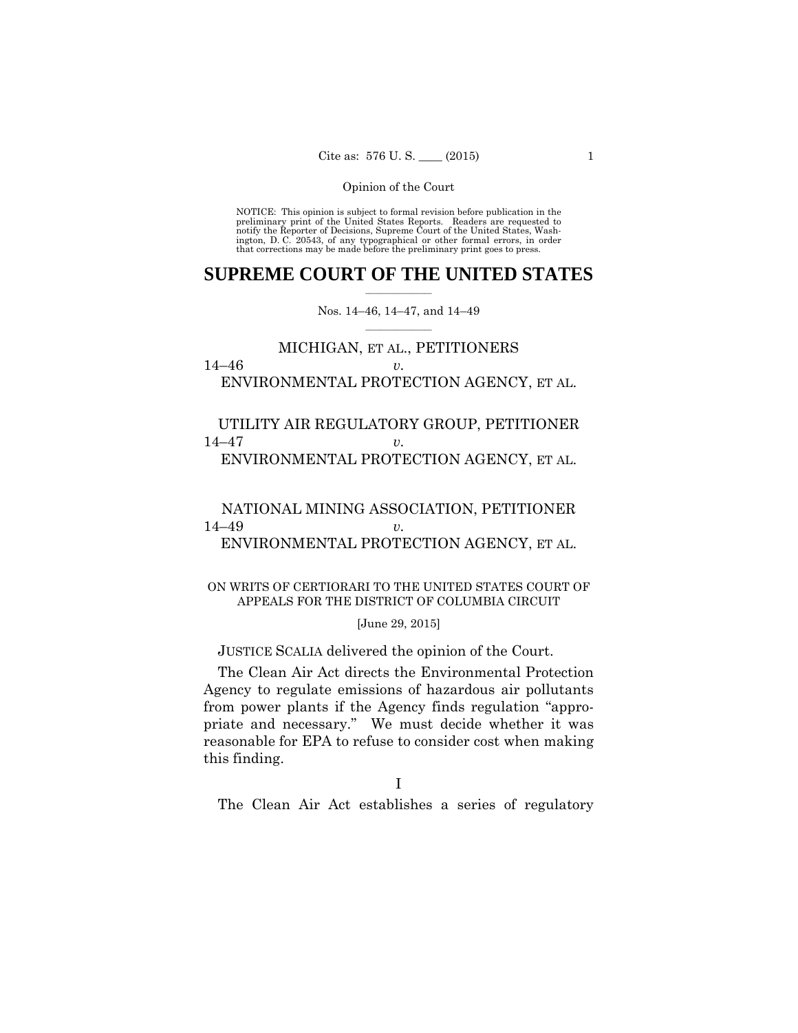Opinion of the Court

NOTICE: This opinion is subject to formal revision before publication in the preliminary print of the United States Reports. Readers are requested to notify the Reporter of Decisions, Supreme Court of the United States, Washington, D. C. 20543, of any typographical or other formal errors, in order that corrections may be made before the preliminary print goes to press.

# SUPREME COURT OF THE UNITED STATES

Nos. 14–46, 14–47, and 14–49

MICHIGAN, ET AL., PETITIONERS
14–46 *v.*
ENVIRONMENTAL PROTECTION AGENCY, ET AL.

UTILITY AIR REGULATORY GROUP, PETITIONER
14–47 *v.*
ENVIRONMENTAL PROTECTION AGENCY, ET AL.

NATIONAL MINING ASSOCIATION, PETITIONER
14–49 *v.*
ENVIRONMENTAL PROTECTION AGENCY, ET AL.

ON WRITS OF CERTIORARI TO THE UNITED STATES COURT OF APPEALS FOR THE DISTRICT OF COLUMBIA CIRCUIT

[June 29, 2015]

JUSTICE SCALIA delivered the opinion of the Court.

The Clean Air Act directs the Environmental Protection Agency to regulate emissions of hazardous air pollutants from power plants if the Agency finds regulation "appropriate and necessary." We must decide whether it was reasonable for EPA to refuse to consider cost when making this finding.

## I

The Clean Air Act establishes a series of regulatory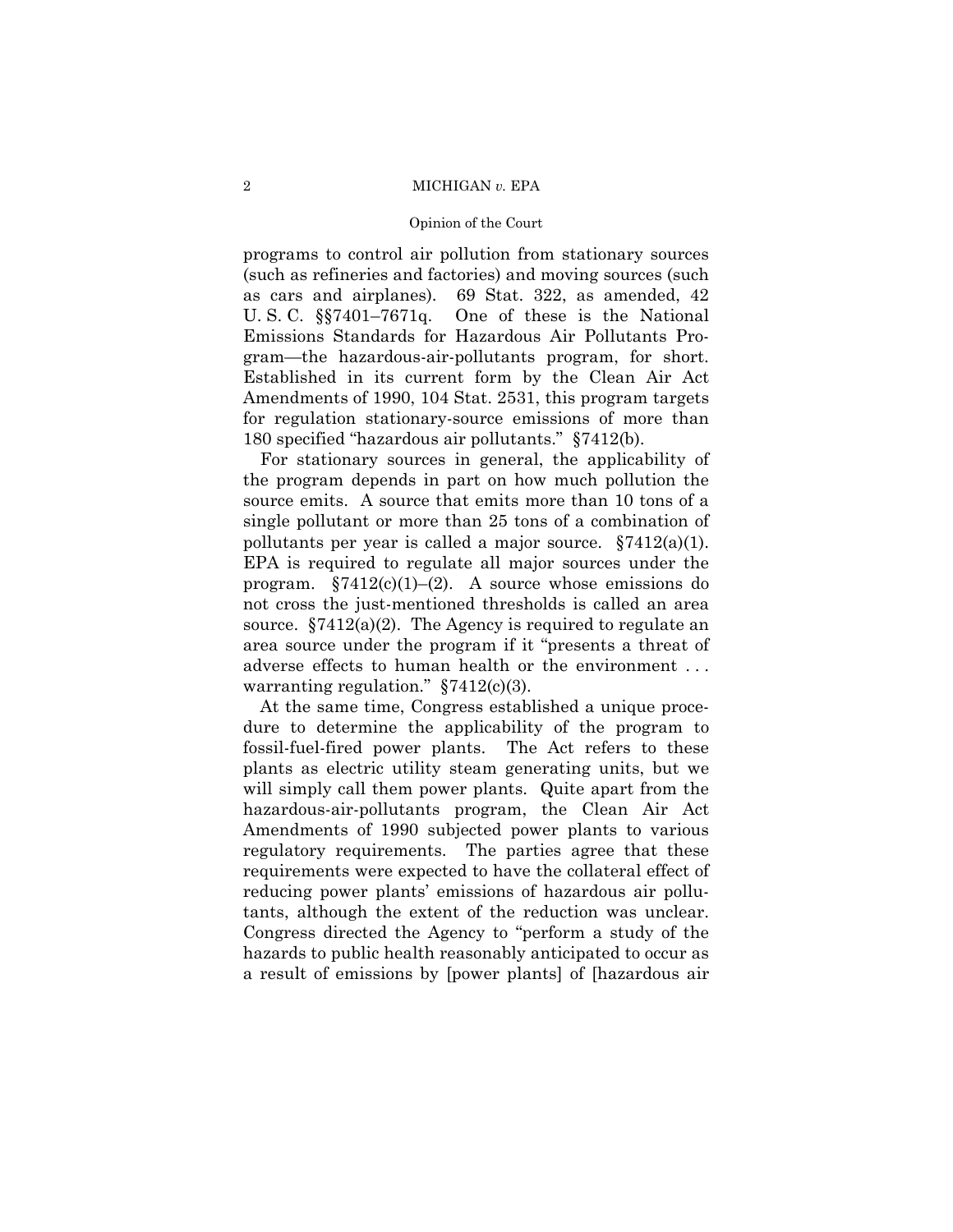programs to control air pollution from stationary sources (such as refineries and factories) and moving sources (such as cars and airplanes). 69 Stat. 322, as amended, 42 U. S. C. §§7401–7671q. One of these is the National Emissions Standards for Hazardous Air Pollutants Program—the hazardous-air-pollutants program, for short. Established in its current form by the Clean Air Act Amendments of 1990, 104 Stat. 2531, this program targets for regulation stationary-source emissions of more than 180 specified "hazardous air pollutants." §7412(b).

For stationary sources in general, the applicability of the program depends in part on how much pollution the source emits. A source that emits more than 10 tons of a single pollutant or more than 25 tons of a combination of pollutants per year is called a major source. §7412(a)(1). EPA is required to regulate all major sources under the program. §7412(c)(1)–(2). A source whose emissions do not cross the just-mentioned thresholds is called an area source. §7412(a)(2). The Agency is required to regulate an area source under the program if it "presents a threat of adverse effects to human health or the environment . . . warranting regulation." §7412(c)(3).

At the same time, Congress established a unique procedure to determine the applicability of the program to fossil-fuel-fired power plants. The Act refers to these plants as electric utility steam generating units, but we will simply call them power plants. Quite apart from the hazardous-air-pollutants program, the Clean Air Act Amendments of 1990 subjected power plants to various regulatory requirements. The parties agree that these requirements were expected to have the collateral effect of reducing power plants' emissions of hazardous air pollutants, although the extent of the reduction was unclear. Congress directed the Agency to "perform a study of the hazards to public health reasonably anticipated to occur as a result of emissions by [power plants] of [hazardous air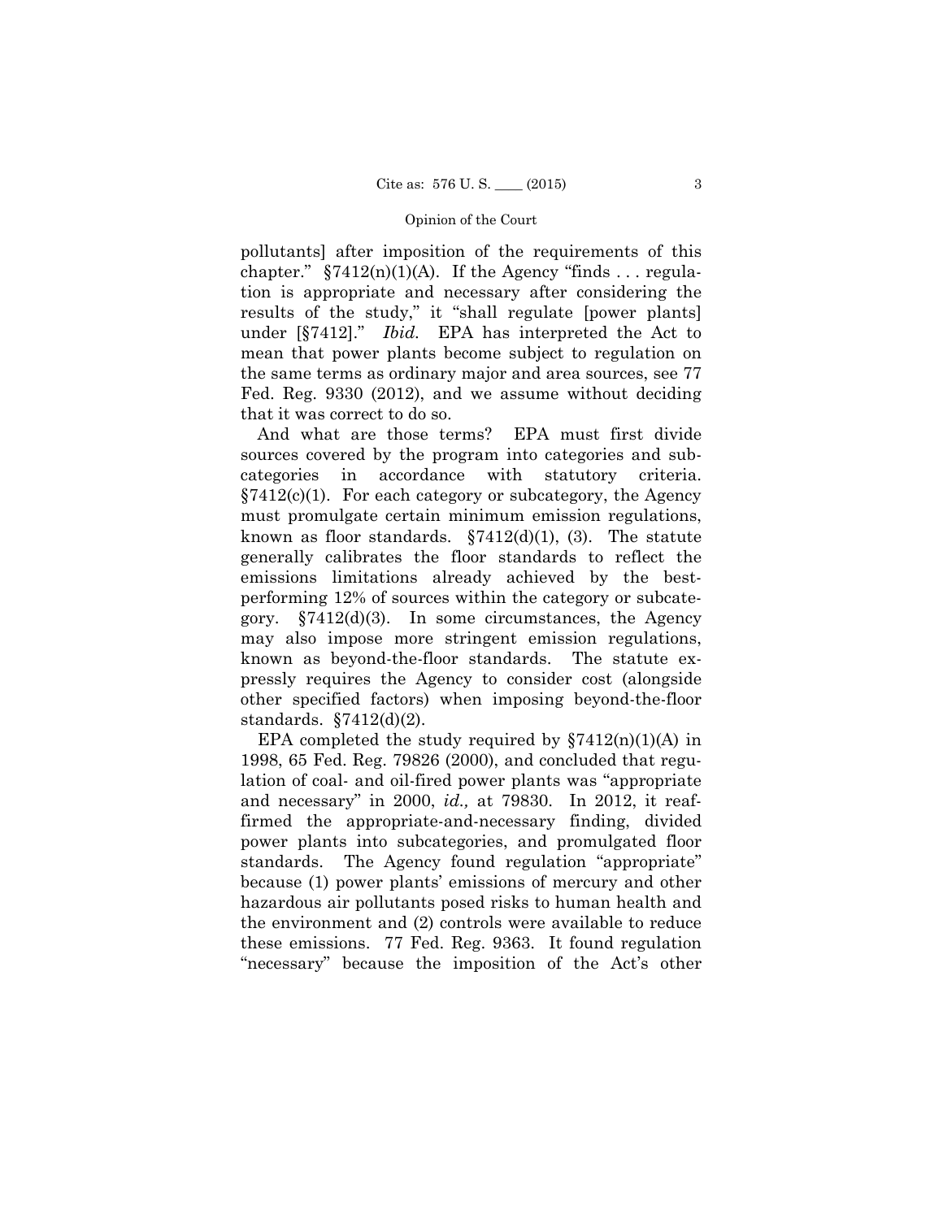pollutants] after imposition of the requirements of this chapter." §7412(n)(1)(A). If the Agency "finds . . . regulation is appropriate and necessary after considering the results of the study," it "shall regulate [power plants] under [§7412]." *Ibid.* EPA has interpreted the Act to mean that power plants become subject to regulation on the same terms as ordinary major and area sources, see 77 Fed. Reg. 9330 (2012), and we assume without deciding that it was correct to do so.

And what are those terms? EPA must first divide sources covered by the program into categories and subcategories in accordance with statutory criteria. §7412(c)(1). For each category or subcategory, the Agency must promulgate certain minimum emission regulations, known as floor standards. §7412(d)(1), (3). The statute generally calibrates the floor standards to reflect the emissions limitations already achieved by the best-performing 12% of sources within the category or subcategory. §7412(d)(3). In some circumstances, the Agency may also impose more stringent emission regulations, known as beyond-the-floor standards. The statute expressly requires the Agency to consider cost (alongside other specified factors) when imposing beyond-the-floor standards. §7412(d)(2).

EPA completed the study required by §7412(n)(1)(A) in 1998, 65 Fed. Reg. 79826 (2000), and concluded that regulation of coal- and oil-fired power plants was "appropriate and necessary" in 2000, *id.,* at 79830. In 2012, it reaffirmed the appropriate-and-necessary finding, divided power plants into subcategories, and promulgated floor standards. The Agency found regulation "appropriate" because (1) power plants' emissions of mercury and other hazardous air pollutants posed risks to human health and the environment and (2) controls were available to reduce these emissions. 77 Fed. Reg. 9363. It found regulation "necessary" because the imposition of the Act's other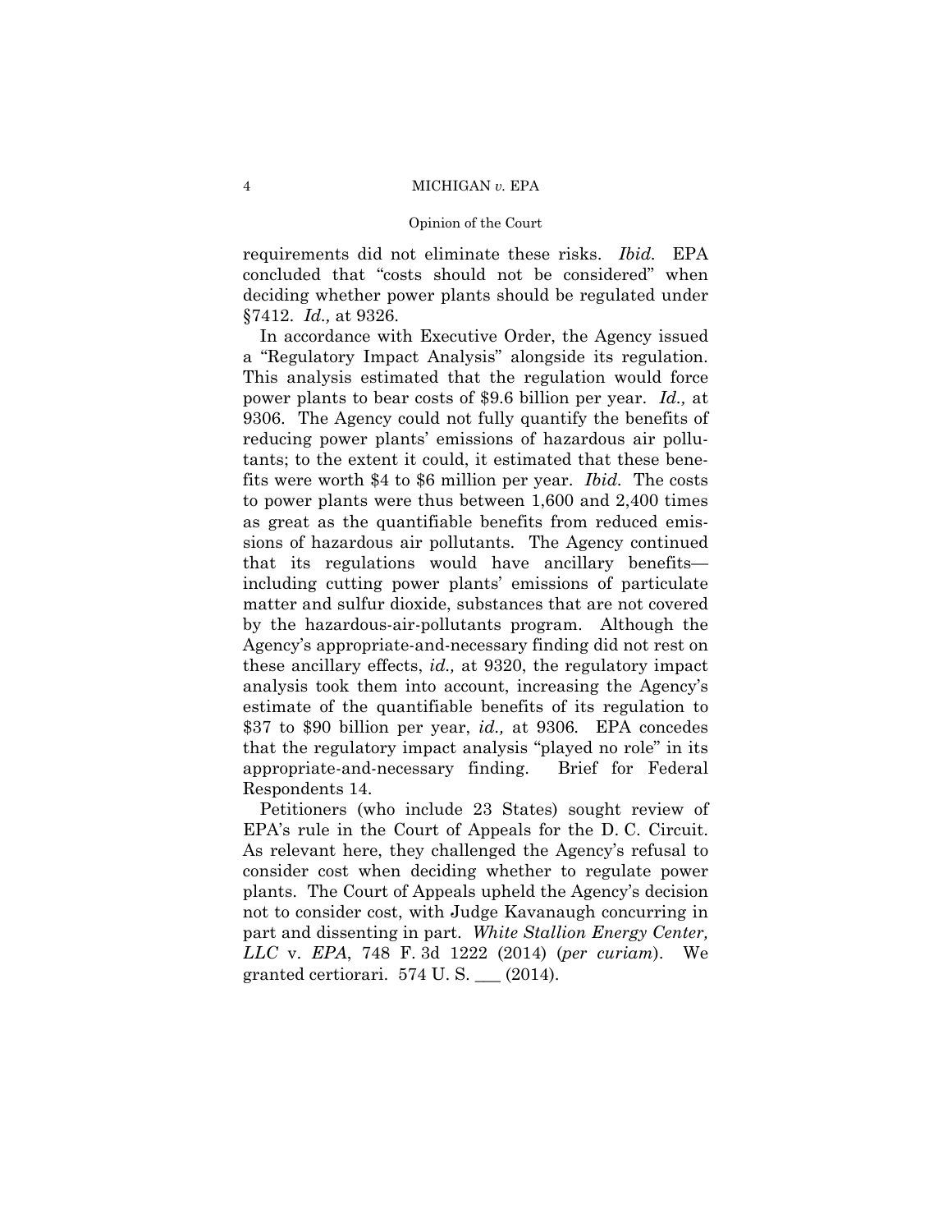requirements did not eliminate these risks. *Ibid.* EPA concluded that "costs should not be considered" when deciding whether power plants should be regulated under §7412. *Id.,* at 9326.

In accordance with Executive Order, the Agency issued a "Regulatory Impact Analysis" alongside its regulation. This analysis estimated that the regulation would force power plants to bear costs of $9.6 billion per year. *Id.,* at 9306. The Agency could not fully quantify the benefits of reducing power plants' emissions of hazardous air pollutants; to the extent it could, it estimated that these benefits were worth $4 to $6 million per year. *Ibid.* The costs to power plants were thus between 1,600 and 2,400 times as great as the quantifiable benefits from reduced emissions of hazardous air pollutants. The Agency continued that its regulations would have ancillary benefits—including cutting power plants' emissions of particulate matter and sulfur dioxide, substances that are not covered by the hazardous-air-pollutants program. Although the Agency's appropriate-and-necessary finding did not rest on these ancillary effects, *id.,* at 9320, the regulatory impact analysis took them into account, increasing the Agency's estimate of the quantifiable benefits of its regulation to $37 to $90 billion per year, *id.,* at 9306. EPA concedes that the regulatory impact analysis "played no role" in its appropriate-and-necessary finding. Brief for Federal Respondents 14.

Petitioners (who include 23 States) sought review of EPA's rule in the Court of Appeals for the D. C. Circuit. As relevant here, they challenged the Agency's refusal to consider cost when deciding whether to regulate power plants. The Court of Appeals upheld the Agency's decision not to consider cost, with Judge Kavanaugh concurring in part and dissenting in part. *White Stallion Energy Center, LLC* v. *EPA*, 748 F. 3d 1222 (2014) (*per curiam*). We granted certiorari. 574 U. S. ___ (2014).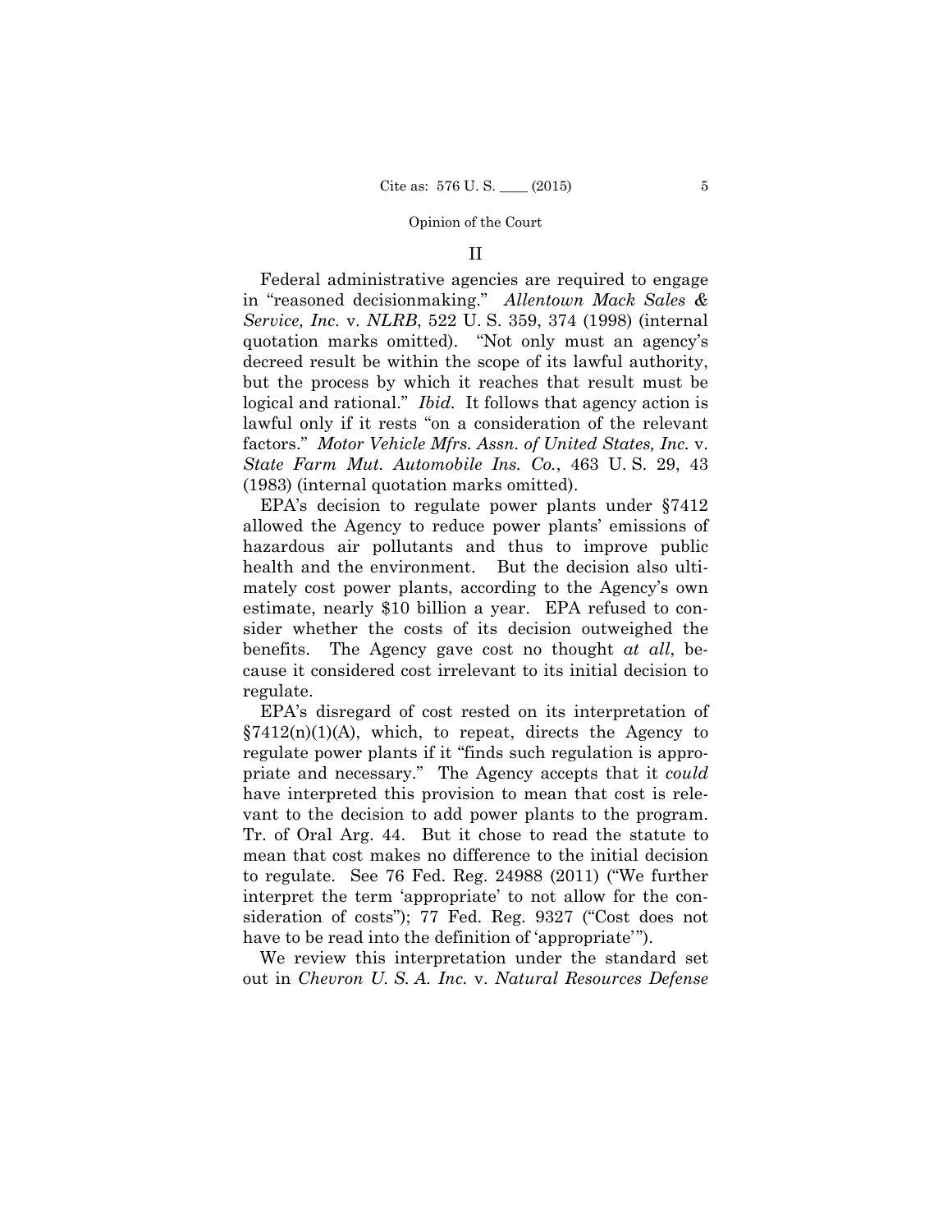## II

Federal administrative agencies are required to engage in "reasoned decisionmaking." *Allentown Mack Sales & Service, Inc.* v. *NLRB*, 522 U. S. 359, 374 (1998) (internal quotation marks omitted). "Not only must an agency's decreed result be within the scope of its lawful authority, but the process by which it reaches that result must be logical and rational." *Ibid.* It follows that agency action is lawful only if it rests "on a consideration of the relevant factors." *Motor Vehicle Mfrs. Assn. of United States, Inc.* v. *State Farm Mut. Automobile Ins. Co.*, 463 U. S. 29, 43 (1983) (internal quotation marks omitted).

EPA's decision to regulate power plants under §7412 allowed the Agency to reduce power plants' emissions of hazardous air pollutants and thus to improve public health and the environment. But the decision also ultimately cost power plants, according to the Agency's own estimate, nearly $10 billion a year. EPA refused to consider whether the costs of its decision outweighed the benefits. The Agency gave cost no thought *at all*, because it considered cost irrelevant to its initial decision to regulate.

EPA's disregard of cost rested on its interpretation of §7412(n)(1)(A), which, to repeat, directs the Agency to regulate power plants if it "finds such regulation is appropriate and necessary." The Agency accepts that it *could* have interpreted this provision to mean that cost is relevant to the decision to add power plants to the program. Tr. of Oral Arg. 44. But it chose to read the statute to mean that cost makes no difference to the initial decision to regulate. See 76 Fed. Reg. 24988 (2011) ("We further interpret the term 'appropriate' to not allow for the consideration of costs"); 77 Fed. Reg. 9327 ("Cost does not have to be read into the definition of 'appropriate'").

We review this interpretation under the standard set out in *Chevron U. S. A. Inc.* v. *Natural Resources Defense*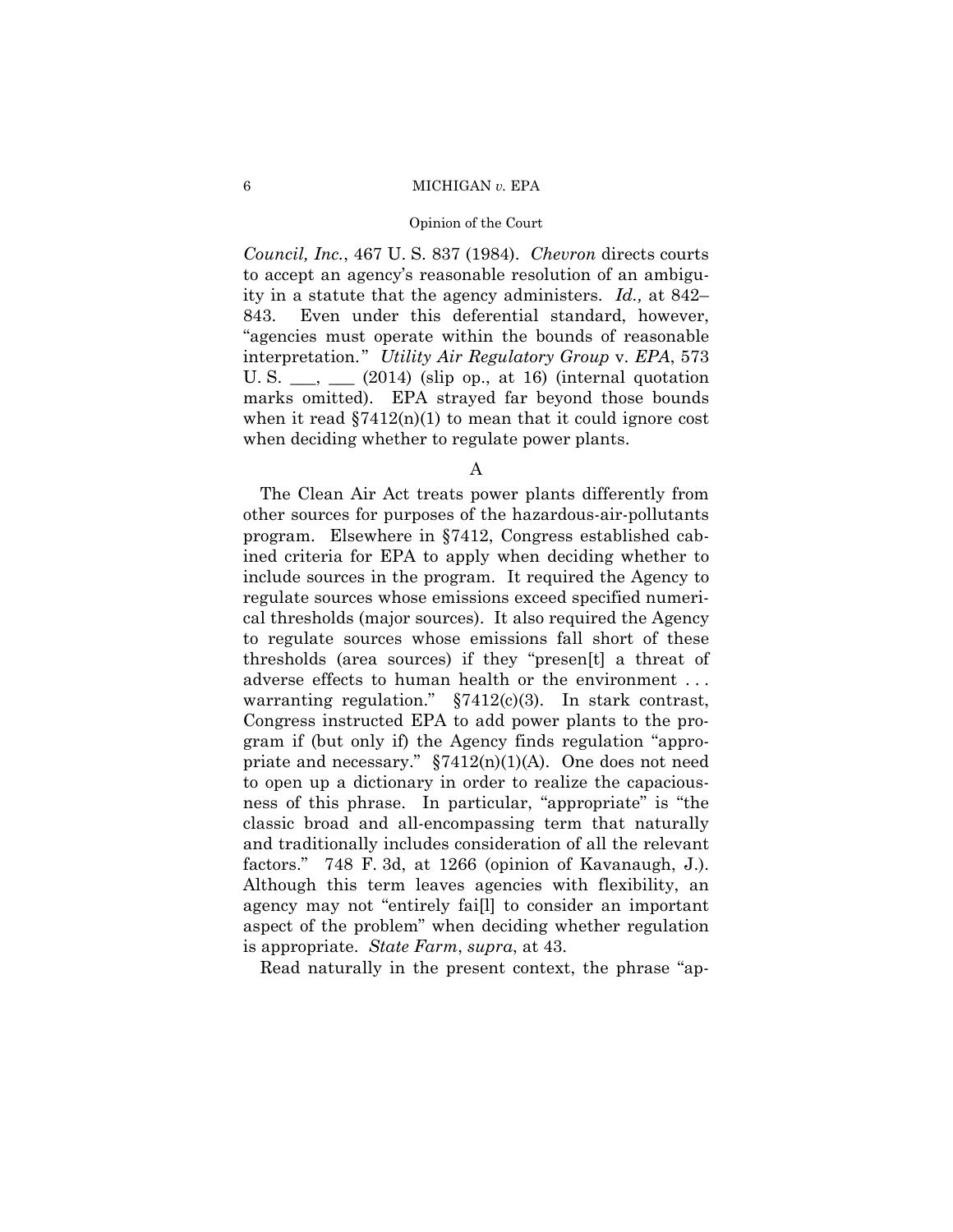*Council, Inc.*, 467 U. S. 837 (1984). *Chevron* directs courts to accept an agency's reasonable resolution of an ambiguity in a statute that the agency administers. *Id.,* at 842–843. Even under this deferential standard, however, "agencies must operate within the bounds of reasonable interpretation." *Utility Air Regulatory Group* v. *EPA*, 573 U. S. \_\_\_, \_\_\_ (2014) (slip op., at 16) (internal quotation marks omitted). EPA strayed far beyond those bounds when it read §7412(n)(1) to mean that it could ignore cost when deciding whether to regulate power plants.

### A

The Clean Air Act treats power plants differently from other sources for purposes of the hazardous-air-pollutants program. Elsewhere in §7412, Congress established cabined criteria for EPA to apply when deciding whether to include sources in the program. It required the Agency to regulate sources whose emissions exceed specified numerical thresholds (major sources). It also required the Agency to regulate sources whose emissions fall short of these thresholds (area sources) if they "presen[t] a threat of adverse effects to human health or the environment . . . warranting regulation." §7412(c)(3). In stark contrast, Congress instructed EPA to add power plants to the program if (but only if) the Agency finds regulation "appropriate and necessary." §7412(n)(1)(A). One does not need to open up a dictionary in order to realize the capaciousness of this phrase. In particular, "appropriate" is "the classic broad and all-encompassing term that naturally and traditionally includes consideration of all the relevant factors." 748 F. 3d, at 1266 (opinion of Kavanaugh, J.). Although this term leaves agencies with flexibility, an agency may not "entirely fai[l] to consider an important aspect of the problem" when deciding whether regulation is appropriate. *State Farm*, *supra*, at 43.

Read naturally in the present context, the phrase "ap-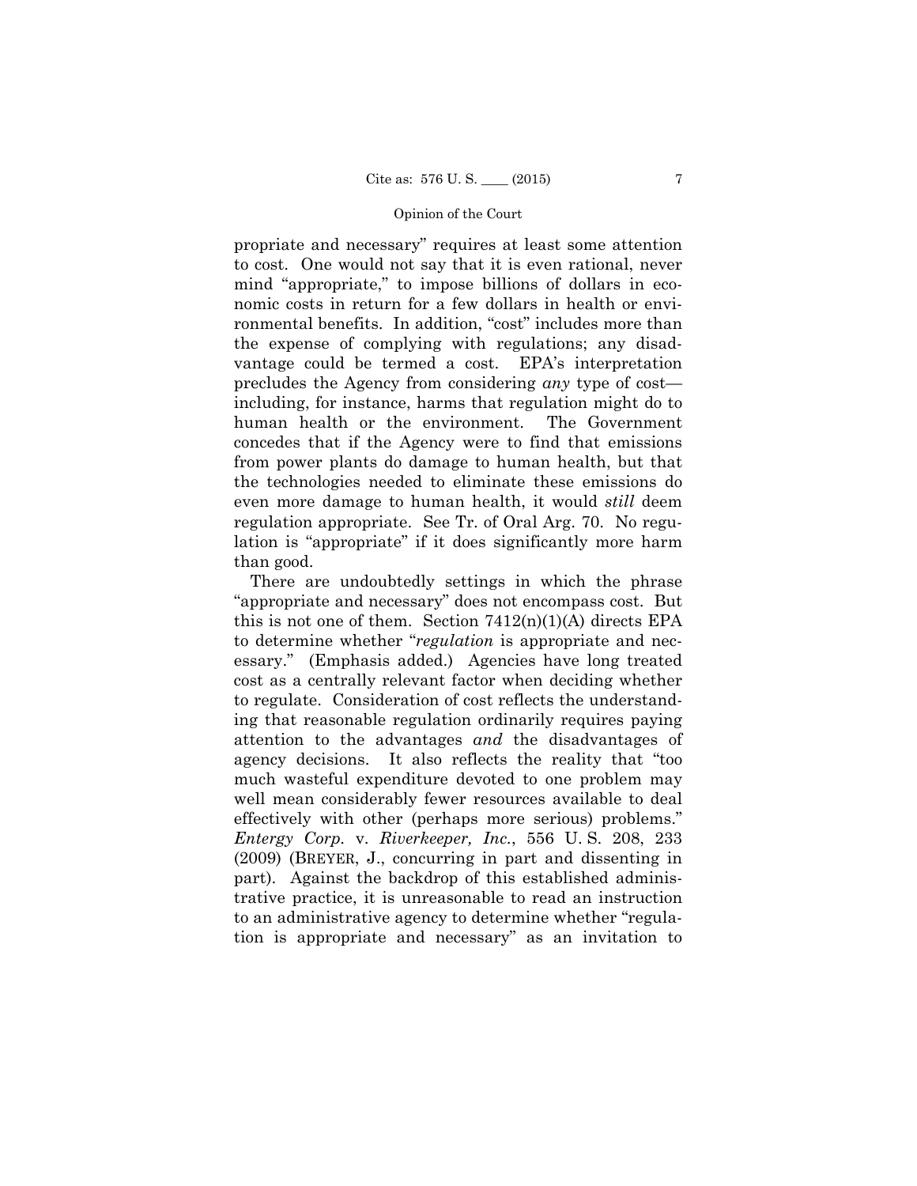propriate and necessary" requires at least some attention to cost. One would not say that it is even rational, never mind "appropriate," to impose billions of dollars in economic costs in return for a few dollars in health or environmental benefits. In addition, "cost" includes more than the expense of complying with regulations; any disadvantage could be termed a cost. EPA's interpretation precludes the Agency from considering *any* type of cost—including, for instance, harms that regulation might do to human health or the environment. The Government concedes that if the Agency were to find that emissions from power plants do damage to human health, but that the technologies needed to eliminate these emissions do even more damage to human health, it would *still* deem regulation appropriate. See Tr. of Oral Arg. 70. No regulation is "appropriate" if it does significantly more harm than good.

There are undoubtedly settings in which the phrase "appropriate and necessary" does not encompass cost. But this is not one of them. Section 7412(n)(1)(A) directs EPA to determine whether "*regulation* is appropriate and necessary." (Emphasis added.) Agencies have long treated cost as a centrally relevant factor when deciding whether to regulate. Consideration of cost reflects the understanding that reasonable regulation ordinarily requires paying attention to the advantages *and* the disadvantages of agency decisions. It also reflects the reality that "too much wasteful expenditure devoted to one problem may well mean considerably fewer resources available to deal effectively with other (perhaps more serious) problems." *Entergy Corp.* v. *Riverkeeper, Inc.*, 556 U. S. 208, 233 (2009) (BREYER, J., concurring in part and dissenting in part). Against the backdrop of this established administrative practice, it is unreasonable to read an instruction to an administrative agency to determine whether "regulation is appropriate and necessary" as an invitation to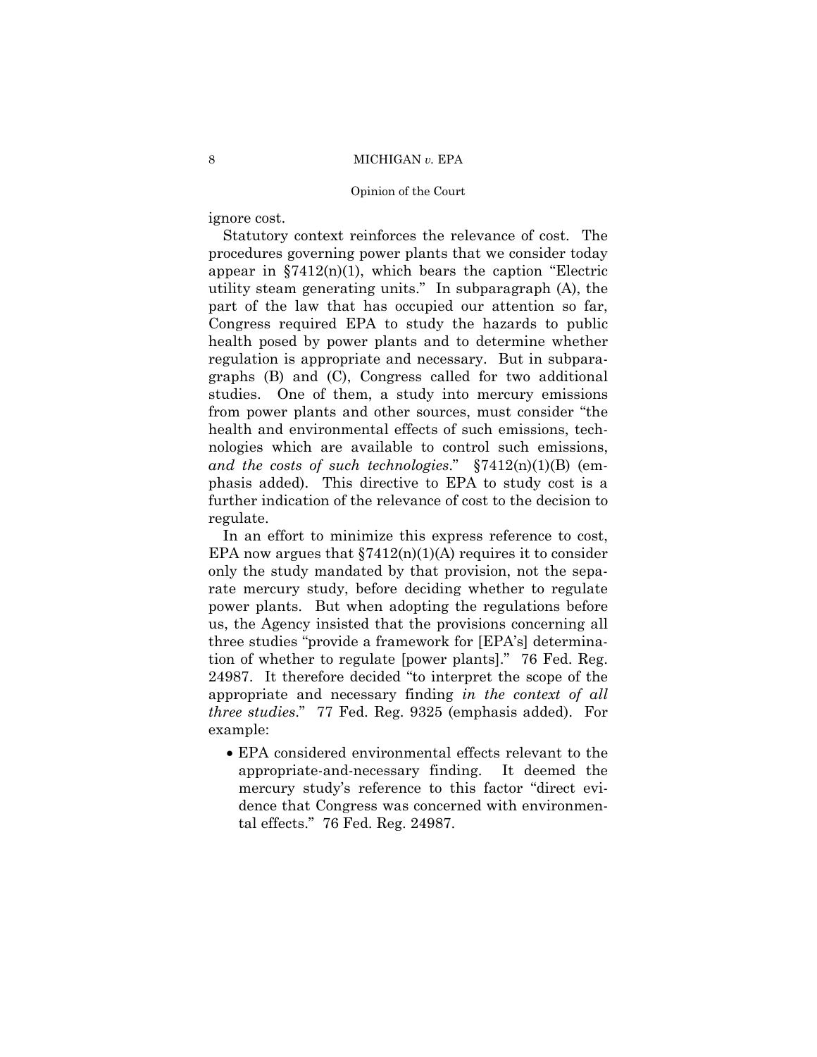ignore cost.

Statutory context reinforces the relevance of cost. The procedures governing power plants that we consider today appear in §7412(n)(1), which bears the caption "Electric utility steam generating units." In subparagraph (A), the part of the law that has occupied our attention so far, Congress required EPA to study the hazards to public health posed by power plants and to determine whether regulation is appropriate and necessary. But in subparagraphs (B) and (C), Congress called for two additional studies. One of them, a study into mercury emissions from power plants and other sources, must consider "the health and environmental effects of such emissions, technologies which are available to control such emissions, *and the costs of such technologies*." §7412(n)(1)(B) (emphasis added). This directive to EPA to study cost is a further indication of the relevance of cost to the decision to regulate.

In an effort to minimize this express reference to cost, EPA now argues that §7412(n)(1)(A) requires it to consider only the study mandated by that provision, not the separate mercury study, before deciding whether to regulate power plants. But when adopting the regulations before us, the Agency insisted that the provisions concerning all three studies "provide a framework for [EPA's] determination of whether to regulate [power plants]." 76 Fed. Reg. 24987. It therefore decided "to interpret the scope of the appropriate and necessary finding *in the context of all three studies*." 77 Fed. Reg. 9325 (emphasis added). For example:

- EPA considered environmental effects relevant to the appropriate-and-necessary finding. It deemed the mercury study's reference to this factor "direct evidence that Congress was concerned with environmental effects." 76 Fed. Reg. 24987.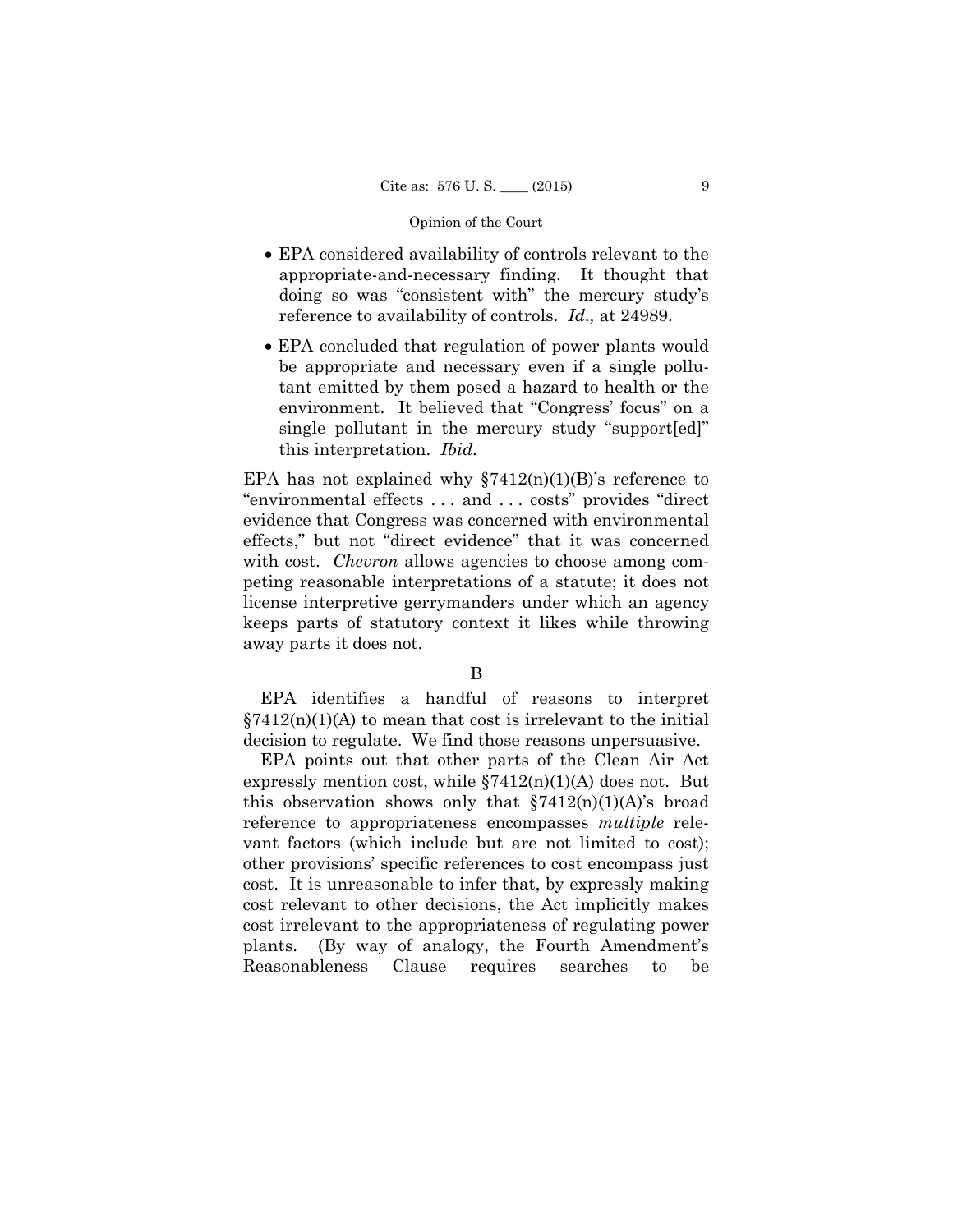- EPA considered availability of controls relevant to the appropriate-and-necessary finding. It thought that doing so was "consistent with" the mercury study's reference to availability of controls. *Id.,* at 24989.
- EPA concluded that regulation of power plants would be appropriate and necessary even if a single pollutant emitted by them posed a hazard to health or the environment. It believed that "Congress' focus" on a single pollutant in the mercury study "support[ed]" this interpretation. *Ibid.*

EPA has not explained why §7412(n)(1)(B)'s reference to "environmental effects . . . and . . . costs" provides "direct evidence that Congress was concerned with environmental effects," but not "direct evidence" that it was concerned with cost. *Chevron* allows agencies to choose among competing reasonable interpretations of a statute; it does not license interpretive gerrymanders under which an agency keeps parts of statutory context it likes while throwing away parts it does not.

### B

EPA identifies a handful of reasons to interpret §7412(n)(1)(A) to mean that cost is irrelevant to the initial decision to regulate. We find those reasons unpersuasive.

EPA points out that other parts of the Clean Air Act expressly mention cost, while §7412(n)(1)(A) does not. But this observation shows only that §7412(n)(1)(A)'s broad reference to appropriateness encompasses *multiple* relevant factors (which include but are not limited to cost); other provisions' specific references to cost encompass just cost. It is unreasonable to infer that, by expressly making cost relevant to other decisions, the Act implicitly makes cost irrelevant to the appropriateness of regulating power plants. (By way of analogy, the Fourth Amendment's Reasonableness Clause requires searches to be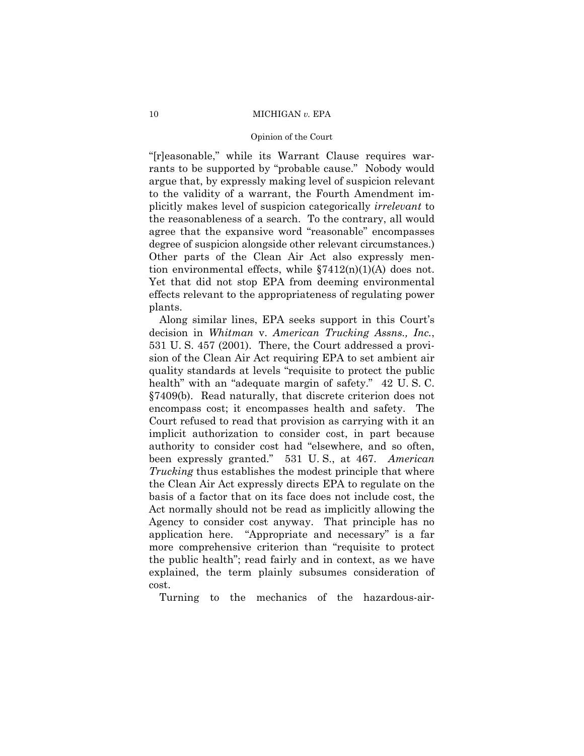"[r]easonable," while its Warrant Clause requires warrants to be supported by "probable cause." Nobody would argue that, by expressly making level of suspicion relevant to the validity of a warrant, the Fourth Amendment implicitly makes level of suspicion categorically *irrelevant* to the reasonableness of a search. To the contrary, all would agree that the expansive word "reasonable" encompasses degree of suspicion alongside other relevant circumstances.) Other parts of the Clean Air Act also expressly mention environmental effects, while §7412(n)(1)(A) does not. Yet that did not stop EPA from deeming environmental effects relevant to the appropriateness of regulating power plants.

Along similar lines, EPA seeks support in this Court's decision in *Whitman* v. *American Trucking Assns., Inc.*, 531 U. S. 457 (2001). There, the Court addressed a provision of the Clean Air Act requiring EPA to set ambient air quality standards at levels "requisite to protect the public health" with an "adequate margin of safety." 42 U. S. C. §7409(b). Read naturally, that discrete criterion does not encompass cost; it encompasses health and safety. The Court refused to read that provision as carrying with it an implicit authorization to consider cost, in part because authority to consider cost had "elsewhere, and so often, been expressly granted." 531 U. S., at 467. *American Trucking* thus establishes the modest principle that where the Clean Air Act expressly directs EPA to regulate on the basis of a factor that on its face does not include cost, the Act normally should not be read as implicitly allowing the Agency to consider cost anyway. That principle has no application here. "Appropriate and necessary" is a far more comprehensive criterion than "requisite to protect the public health"; read fairly and in context, as we have explained, the term plainly subsumes consideration of cost.

Turning to the mechanics of the hazardous-air-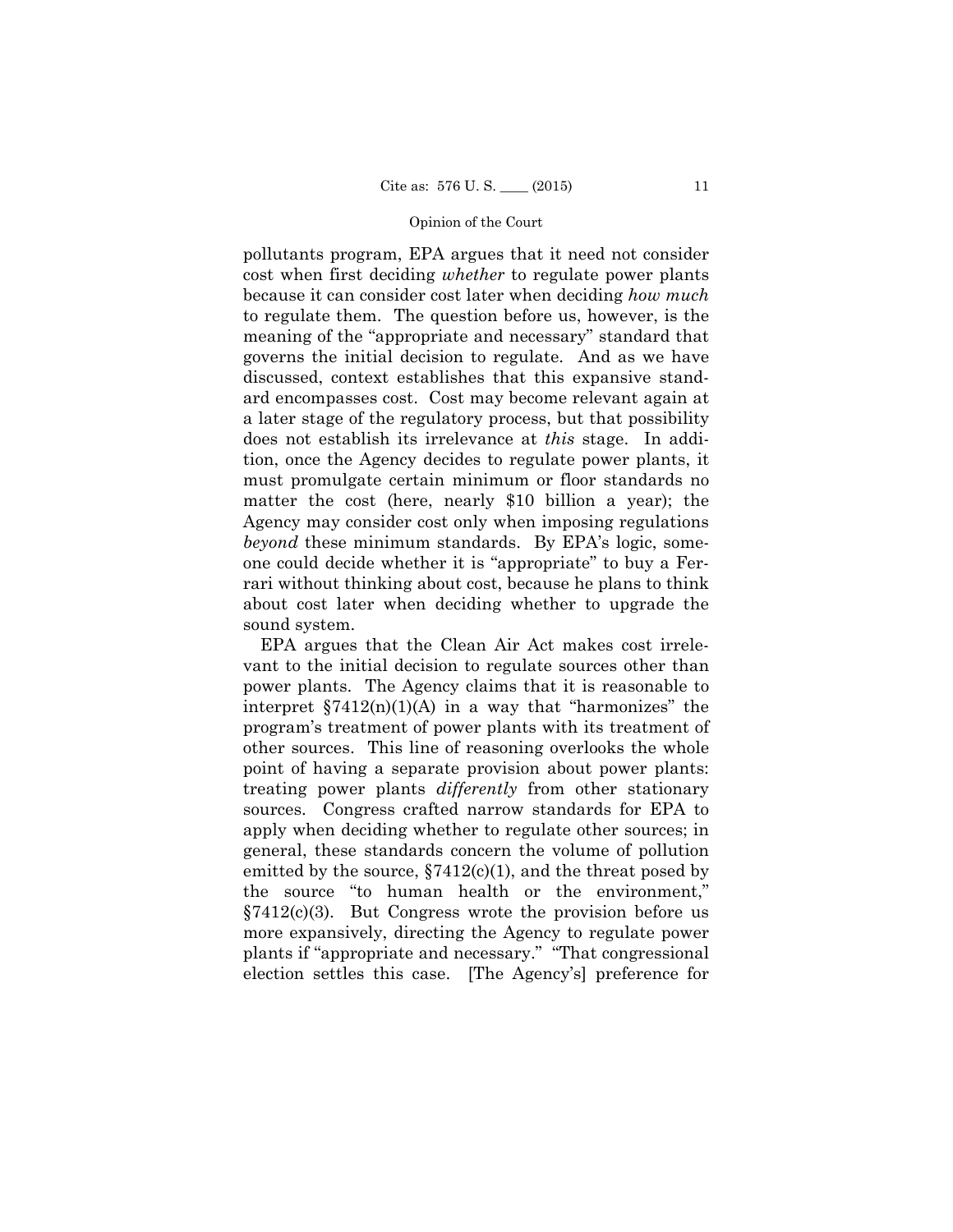pollutants program, EPA argues that it need not consider cost when first deciding *whether* to regulate power plants because it can consider cost later when deciding *how much* to regulate them. The question before us, however, is the meaning of the "appropriate and necessary" standard that governs the initial decision to regulate. And as we have discussed, context establishes that this expansive standard encompasses cost. Cost may become relevant again at a later stage of the regulatory process, but that possibility does not establish its irrelevance at *this* stage. In addition, once the Agency decides to regulate power plants, it must promulgate certain minimum or floor standards no matter the cost (here, nearly $10 billion a year); the Agency may consider cost only when imposing regulations *beyond* these minimum standards. By EPA's logic, someone could decide whether it is "appropriate" to buy a Ferrari without thinking about cost, because he plans to think about cost later when deciding whether to upgrade the sound system.

EPA argues that the Clean Air Act makes cost irrelevant to the initial decision to regulate sources other than power plants. The Agency claims that it is reasonable to interpret §7412(n)(1)(A) in a way that "harmonizes" the program's treatment of power plants with its treatment of other sources. This line of reasoning overlooks the whole point of having a separate provision about power plants: treating power plants *differently* from other stationary sources. Congress crafted narrow standards for EPA to apply when deciding whether to regulate other sources; in general, these standards concern the volume of pollution emitted by the source, §7412(c)(1), and the threat posed by the source "to human health or the environment," §7412(c)(3). But Congress wrote the provision before us more expansively, directing the Agency to regulate power plants if "appropriate and necessary." "That congressional election settles this case. [The Agency's] preference for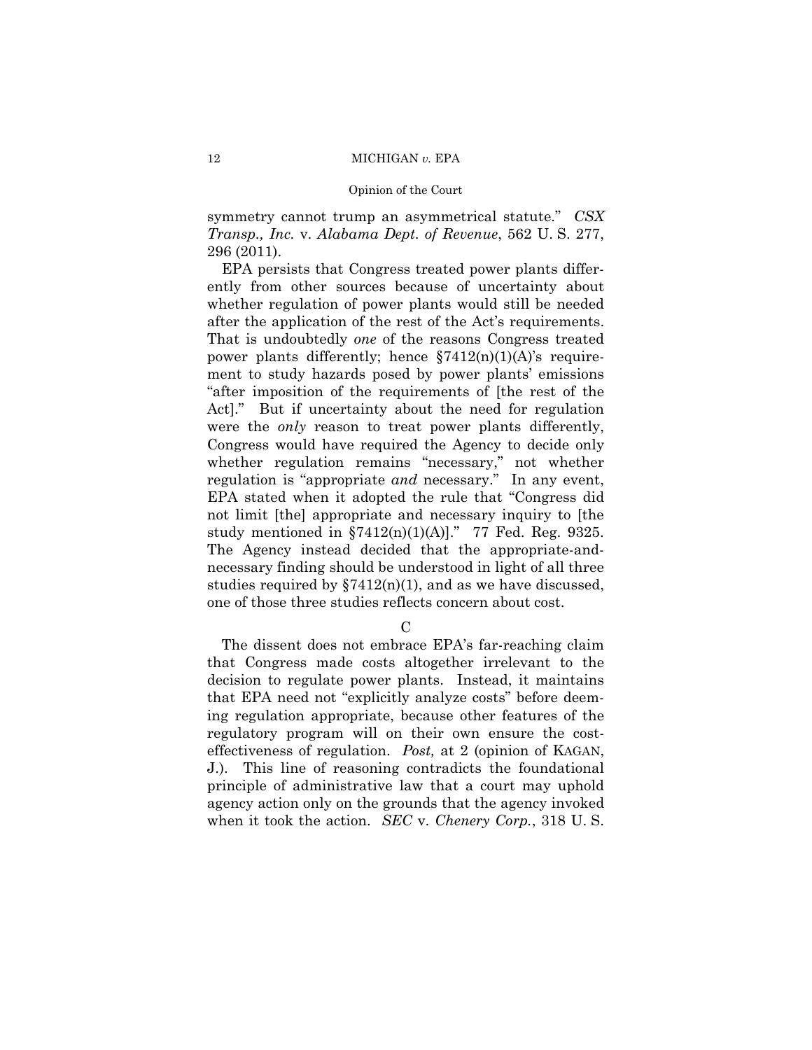symmetry cannot trump an asymmetrical statute." *CSX Transp., Inc.* v. *Alabama Dept. of Revenue*, 562 U. S. 277, 296 (2011).

EPA persists that Congress treated power plants differently from other sources because of uncertainty about whether regulation of power plants would still be needed after the application of the rest of the Act's requirements. That is undoubtedly *one* of the reasons Congress treated power plants differently; hence §7412(n)(1)(A)'s requirement to study hazards posed by power plants' emissions "after imposition of the requirements of [the rest of the Act]." But if uncertainty about the need for regulation were the *only* reason to treat power plants differently, Congress would have required the Agency to decide only whether regulation remains "necessary," not whether regulation is "appropriate *and* necessary." In any event, EPA stated when it adopted the rule that "Congress did not limit [the] appropriate and necessary inquiry to [the study mentioned in §7412(n)(1)(A)]." 77 Fed. Reg. 9325. The Agency instead decided that the appropriate-and-necessary finding should be understood in light of all three studies required by §7412(n)(1), and as we have discussed, one of those three studies reflects concern about cost.

### C

The dissent does not embrace EPA's far-reaching claim that Congress made costs altogether irrelevant to the decision to regulate power plants. Instead, it maintains that EPA need not "explicitly analyze costs" before deeming regulation appropriate, because other features of the regulatory program will on their own ensure the cost-effectiveness of regulation. *Post,* at 2 (opinion of KAGAN, J.). This line of reasoning contradicts the foundational principle of administrative law that a court may uphold agency action only on the grounds that the agency invoked when it took the action. *SEC* v. *Chenery Corp.*, 318 U. S.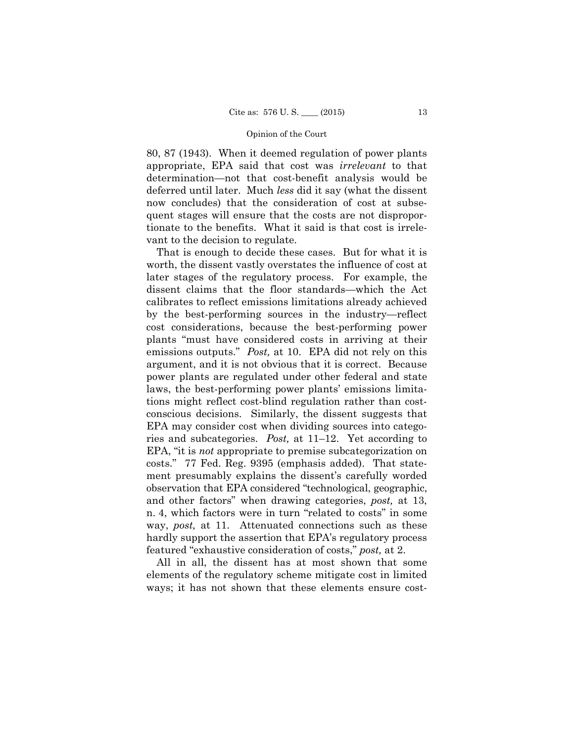80, 87 (1943). When it deemed regulation of power plants appropriate, EPA said that cost was *irrelevant* to that determination—not that cost-benefit analysis would be deferred until later. Much *less* did it say (what the dissent now concludes) that the consideration of cost at subsequent stages will ensure that the costs are not disproportionate to the benefits. What it said is that cost is irrelevant to the decision to regulate.

That is enough to decide these cases. But for what it is worth, the dissent vastly overstates the influence of cost at later stages of the regulatory process. For example, the dissent claims that the floor standards—which the Act calibrates to reflect emissions limitations already achieved by the best-performing sources in the industry—reflect cost considerations, because the best-performing power plants "must have considered costs in arriving at their emissions outputs." *Post,* at 10. EPA did not rely on this argument, and it is not obvious that it is correct. Because power plants are regulated under other federal and state laws, the best-performing power plants' emissions limitations might reflect cost-blind regulation rather than cost-conscious decisions. Similarly, the dissent suggests that EPA may consider cost when dividing sources into categories and subcategories. *Post,* at 11–12. Yet according to EPA, "it is *not* appropriate to premise subcategorization on costs." 77 Fed. Reg. 9395 (emphasis added). That statement presumably explains the dissent's carefully worded observation that EPA considered "technological, geographic, and other factors" when drawing categories, *post,* at 13, n. 4, which factors were in turn "related to costs" in some way, *post,* at 11. Attenuated connections such as these hardly support the assertion that EPA's regulatory process featured "exhaustive consideration of costs," *post,* at 2.

All in all, the dissent has at most shown that some elements of the regulatory scheme mitigate cost in limited ways; it has not shown that these elements ensure cost-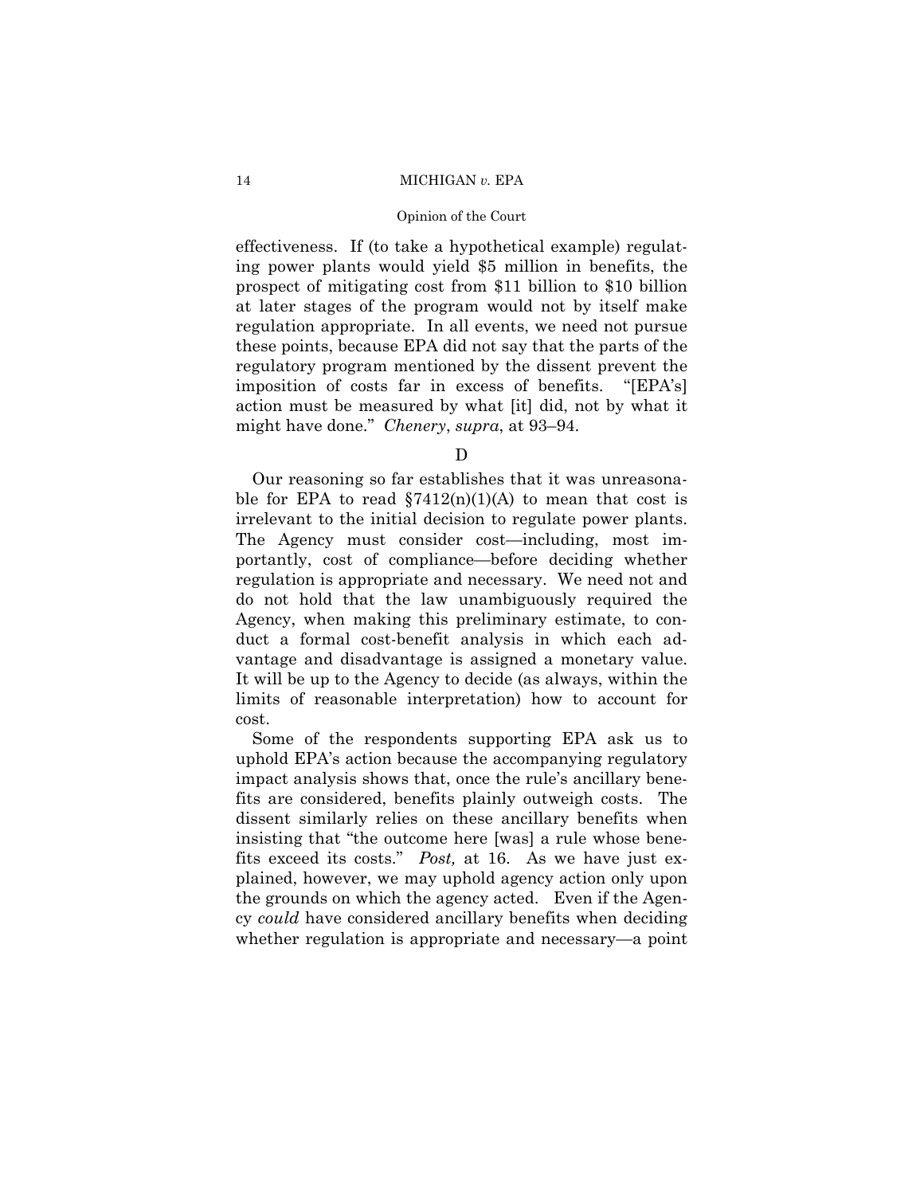effectiveness. If (to take a hypothetical example) regulating power plants would yield $5 million in benefits, the prospect of mitigating cost from $11 billion to $10 billion at later stages of the program would not by itself make regulation appropriate. In all events, we need not pursue these points, because EPA did not say that the parts of the regulatory program mentioned by the dissent prevent the imposition of costs far in excess of benefits. "[EPA's] action must be measured by what [it] did, not by what it might have done." *Chenery*, *supra*, at 93–94.

D

Our reasoning so far establishes that it was unreasonable for EPA to read §7412(n)(1)(A) to mean that cost is irrelevant to the initial decision to regulate power plants. The Agency must consider cost—including, most importantly, cost of compliance—before deciding whether regulation is appropriate and necessary. We need not and do not hold that the law unambiguously required the Agency, when making this preliminary estimate, to conduct a formal cost-benefit analysis in which each advantage and disadvantage is assigned a monetary value. It will be up to the Agency to decide (as always, within the limits of reasonable interpretation) how to account for cost.

Some of the respondents supporting EPA ask us to uphold EPA's action because the accompanying regulatory impact analysis shows that, once the rule's ancillary benefits are considered, benefits plainly outweigh costs. The dissent similarly relies on these ancillary benefits when insisting that "the outcome here [was] a rule whose benefits exceed its costs." *Post,* at 16. As we have just explained, however, we may uphold agency action only upon the grounds on which the agency acted. Even if the Agency *could* have considered ancillary benefits when deciding whether regulation is appropriate and necessary—a point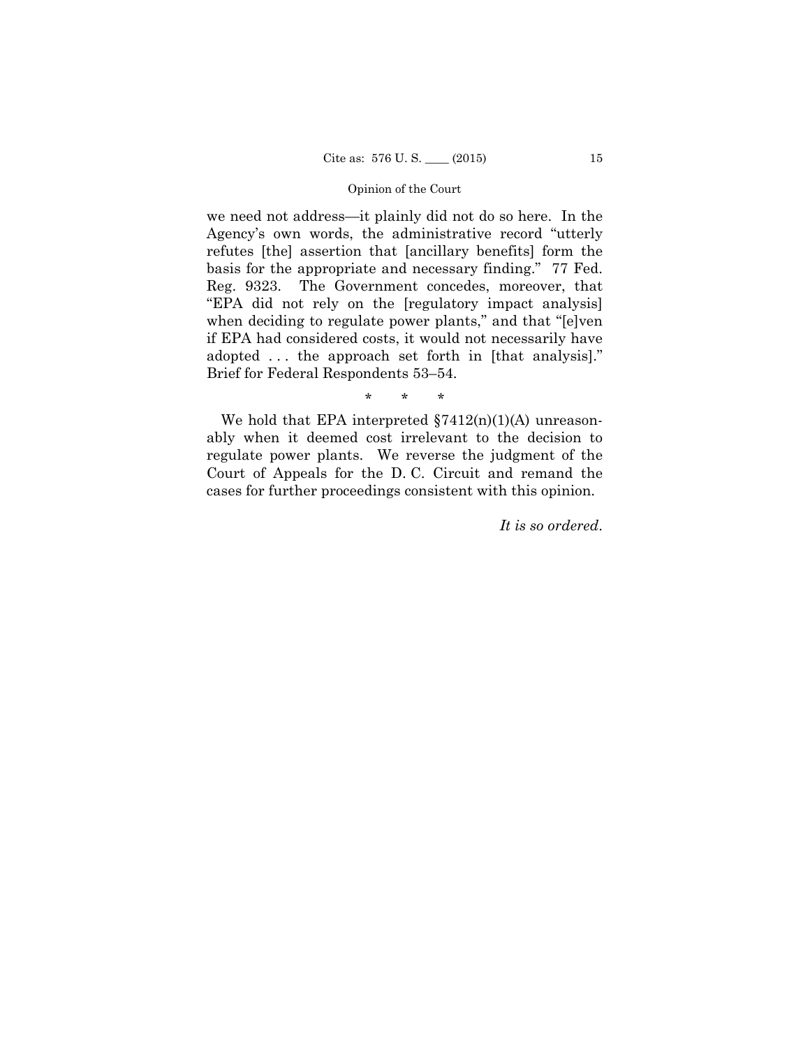we need not address—it plainly did not do so here. In the Agency's own words, the administrative record "utterly refutes [the] assertion that [ancillary benefits] form the basis for the appropriate and necessary finding." 77 Fed. Reg. 9323. The Government concedes, moreover, that "EPA did not rely on the [regulatory impact analysis] when deciding to regulate power plants," and that "[e]ven if EPA had considered costs, it would not necessarily have adopted . . . the approach set forth in [that analysis]." Brief for Federal Respondents 53–54.

\* \* \*

We hold that EPA interpreted §7412(n)(1)(A) unreasonably when it deemed cost irrelevant to the decision to regulate power plants. We reverse the judgment of the Court of Appeals for the D. C. Circuit and remand the cases for further proceedings consistent with this opinion.

*It is so ordered.*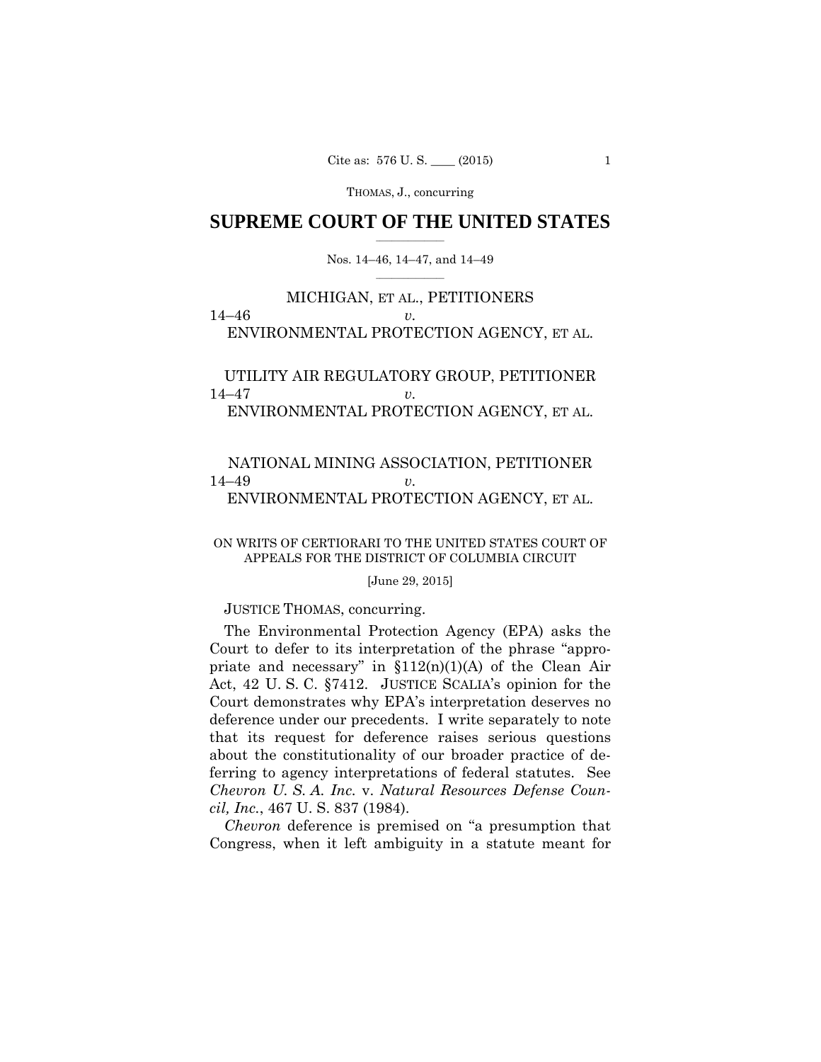THOMAS, J., concurring

# SUPREME COURT OF THE UNITED STATES

Nos. 14–46, 14–47, and 14–49

MICHIGAN, ET AL., PETITIONERS
14–46 *v.*
ENVIRONMENTAL PROTECTION AGENCY, ET AL.

UTILITY AIR REGULATORY GROUP, PETITIONER
14–47 *v.*
ENVIRONMENTAL PROTECTION AGENCY, ET AL.

NATIONAL MINING ASSOCIATION, PETITIONER
14–49 *v.*
ENVIRONMENTAL PROTECTION AGENCY, ET AL.

ON WRITS OF CERTIORARI TO THE UNITED STATES COURT OF APPEALS FOR THE DISTRICT OF COLUMBIA CIRCUIT

[June 29, 2015]

JUSTICE THOMAS, concurring.

The Environmental Protection Agency (EPA) asks the Court to defer to its interpretation of the phrase "appropriate and necessary" in §112(n)(1)(A) of the Clean Air Act, 42 U. S. C. §7412. JUSTICE SCALIA's opinion for the Court demonstrates why EPA's interpretation deserves no deference under our precedents. I write separately to note that its request for deference raises serious questions about the constitutionality of our broader practice of deferring to agency interpretations of federal statutes. See *Chevron U. S. A. Inc.* v. *Natural Resources Defense Council, Inc.*, 467 U. S. 837 (1984).

*Chevron* deference is premised on "a presumption that Congress, when it left ambiguity in a statute meant for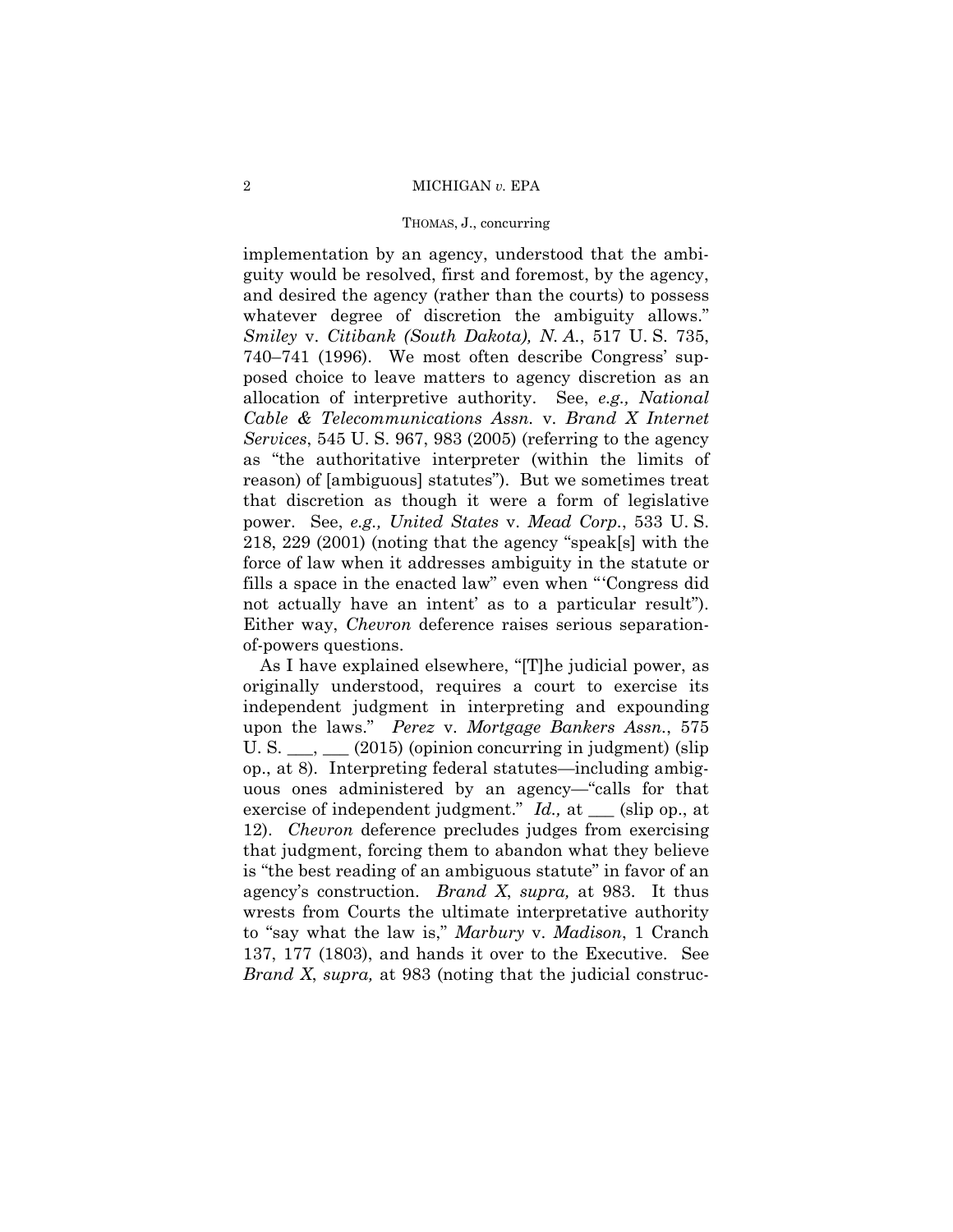implementation by an agency, understood that the ambiguity would be resolved, first and foremost, by the agency, and desired the agency (rather than the courts) to possess whatever degree of discretion the ambiguity allows." *Smiley* v. *Citibank (South Dakota), N. A.*, 517 U. S. 735, 740–741 (1996). We most often describe Congress' supposed choice to leave matters to agency discretion as an allocation of interpretive authority. See, *e.g., National Cable & Telecommunications Assn.* v. *Brand X Internet Services*, 545 U. S. 967, 983 (2005) (referring to the agency as "the authoritative interpreter (within the limits of reason) of [ambiguous] statutes"). But we sometimes treat that discretion as though it were a form of legislative power. See, *e.g., United States* v. *Mead Corp.*, 533 U. S. 218, 229 (2001) (noting that the agency "speak[s] with the force of law when it addresses ambiguity in the statute or fills a space in the enacted law" even when "'Congress did not actually have an intent' as to a particular result"). Either way, *Chevron* deference raises serious separation-of-powers questions.

As I have explained elsewhere, "[T]he judicial power, as originally understood, requires a court to exercise its independent judgment in interpreting and expounding upon the laws." *Perez* v. *Mortgage Bankers Assn.*, 575 U. S. ___, ___ (2015) (opinion concurring in judgment) (slip op., at 8). Interpreting federal statutes—including ambiguous ones administered by an agency—"calls for that exercise of independent judgment." *Id.,* at ___ (slip op., at 12). *Chevron* deference precludes judges from exercising that judgment, forcing them to abandon what they believe is "the best reading of an ambiguous statute" in favor of an agency's construction. *Brand X*, *supra,* at 983. It thus wrests from Courts the ultimate interpretative authority to "say what the law is," *Marbury* v. *Madison*, 1 Cranch 137, 177 (1803), and hands it over to the Executive. See *Brand X*, *supra,* at 983 (noting that the judicial construc-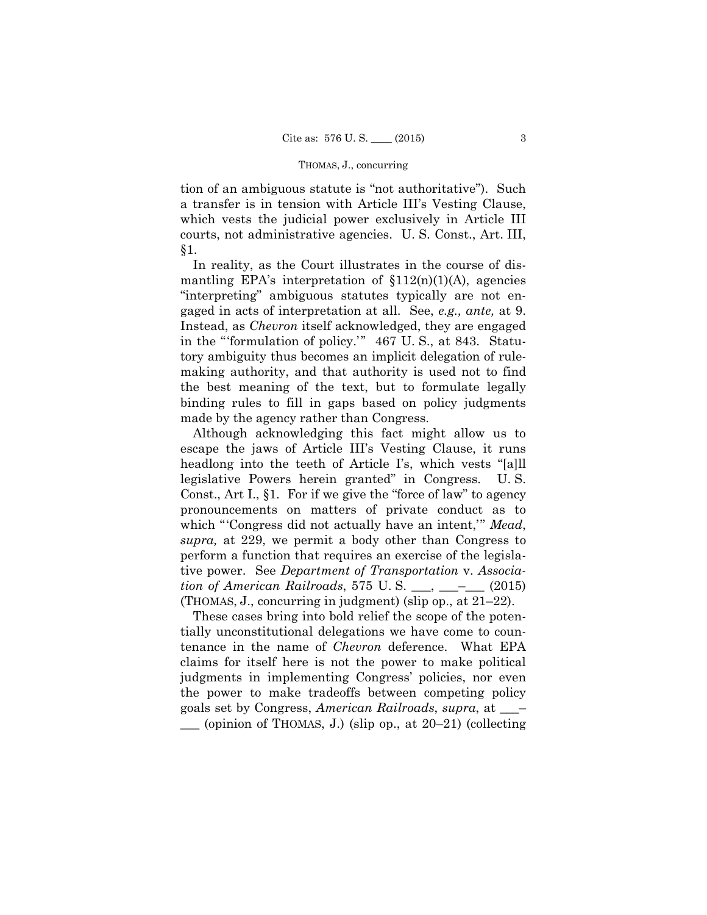tion of an ambiguous statute is "not authoritative"). Such a transfer is in tension with Article III's Vesting Clause, which vests the judicial power exclusively in Article III courts, not administrative agencies. U. S. Const., Art. III, §1.

In reality, as the Court illustrates in the course of dismantling EPA's interpretation of §112(n)(1)(A), agencies "interpreting" ambiguous statutes typically are not engaged in acts of interpretation at all. See, *e.g., ante,* at 9. Instead, as *Chevron* itself acknowledged, they are engaged in the "'formulation of policy.'" 467 U. S., at 843. Statutory ambiguity thus becomes an implicit delegation of rule-making authority, and that authority is used not to find the best meaning of the text, but to formulate legally binding rules to fill in gaps based on policy judgments made by the agency rather than Congress.

Although acknowledging this fact might allow us to escape the jaws of Article III's Vesting Clause, it runs headlong into the teeth of Article I's, which vests "[a]ll legislative Powers herein granted" in Congress. U. S. Const., Art I., §1. For if we give the "force of law" to agency pronouncements on matters of private conduct as to which "'Congress did not actually have an intent,'" *Mead*, *supra,* at 229, we permit a body other than Congress to perform a function that requires an exercise of the legislative power. See *Department of Transportation* v. *Association of American Railroads*, 575 U. S. ___, ___–___ (2015) (THOMAS, J., concurring in judgment) (slip op., at 21–22).

These cases bring into bold relief the scope of the potentially unconstitutional delegations we have come to countenance in the name of *Chevron* deference. What EPA claims for itself here is not the power to make political judgments in implementing Congress' policies, nor even the power to make tradeoffs between competing policy goals set by Congress, *American Railroads*, *supra*, at ___–___ (opinion of THOMAS, J.) (slip op., at 20–21) (collecting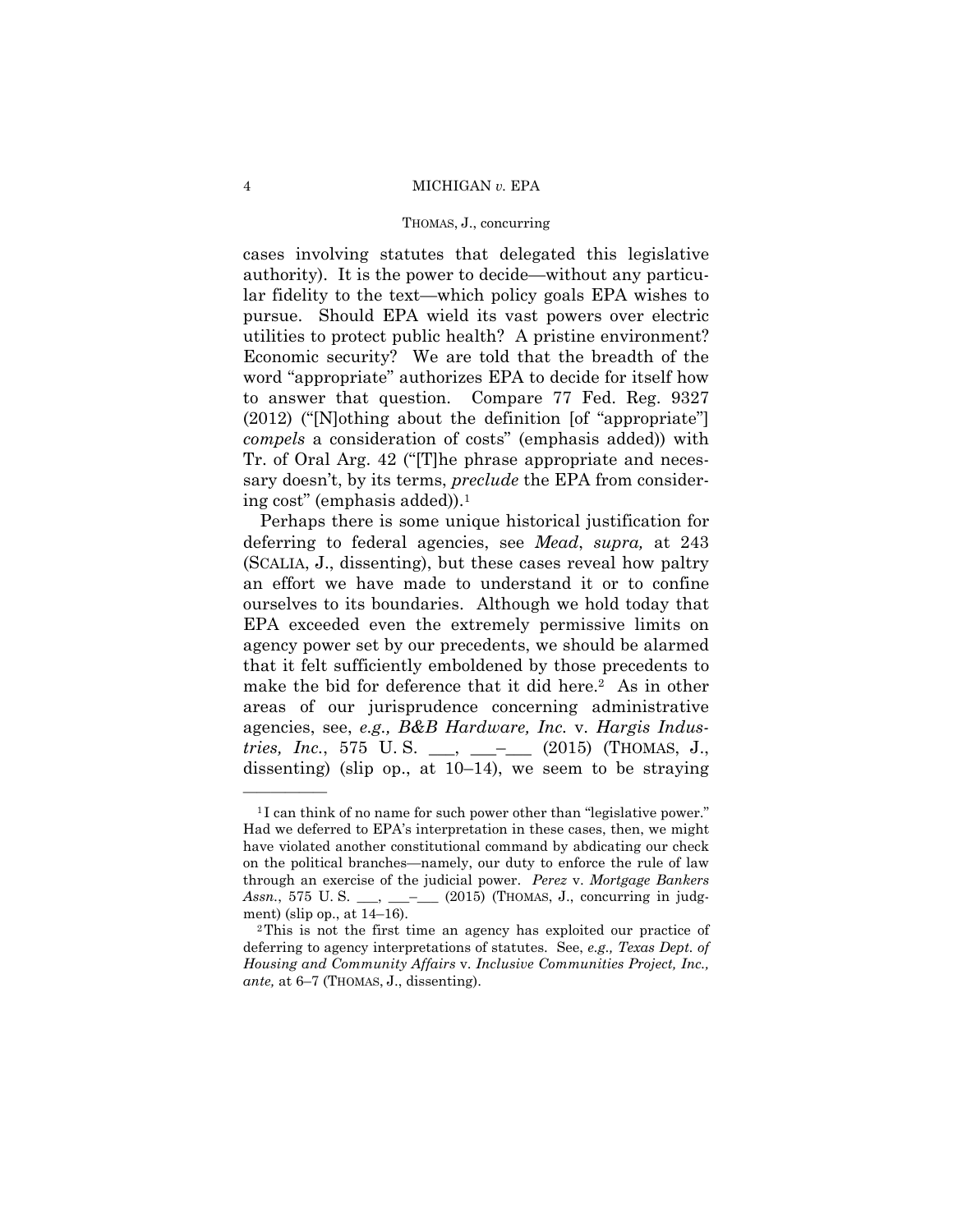cases involving statutes that delegated this legislative authority). It is the power to decide—without any particular fidelity to the text—which policy goals EPA wishes to pursue. Should EPA wield its vast powers over electric utilities to protect public health? A pristine environment? Economic security? We are told that the breadth of the word "appropriate" authorizes EPA to decide for itself how to answer that question. Compare 77 Fed. Reg. 9327 (2012) ("[N]othing about the definition [of "appropriate"] *compels* a consideration of costs" (emphasis added)) with Tr. of Oral Arg. 42 ("[T]he phrase appropriate and necessary doesn't, by its terms, *preclude* the EPA from considering cost" (emphasis added)).[1]

Perhaps there is some unique historical justification for deferring to federal agencies, see *Mead*, *supra,* at 243 (SCALIA, J., dissenting), but these cases reveal how paltry an effort we have made to understand it or to confine ourselves to its boundaries. Although we hold today that EPA exceeded even the extremely permissive limits on agency power set by our precedents, we should be alarmed that it felt sufficiently emboldened by those precedents to make the bid for deference that it did here.[2] As in other areas of our jurisprudence concerning administrative agencies, see, *e.g., B&B Hardware, Inc.* v. *Hargis Industries, Inc.*, 575 U. S. ___, ___–___ (2015) (THOMAS, J., dissenting) (slip op., at 10–14), we seem to be straying

---

[1] I can think of no name for such power other than "legislative power." Had we deferred to EPA's interpretation in these cases, then, we might have violated another constitutional command by abdicating our check on the political branches—namely, our duty to enforce the rule of law through an exercise of the judicial power. *Perez* v. *Mortgage Bankers Assn.*, 575 U. S. ___, ___–___ (2015) (THOMAS, J., concurring in judgment) (slip op., at 14–16).

[2] This is not the first time an agency has exploited our practice of deferring to agency interpretations of statutes. See, *e.g., Texas Dept. of Housing and Community Affairs* v. *Inclusive Communities Project, Inc., ante,* at 6–7 (THOMAS, J., dissenting).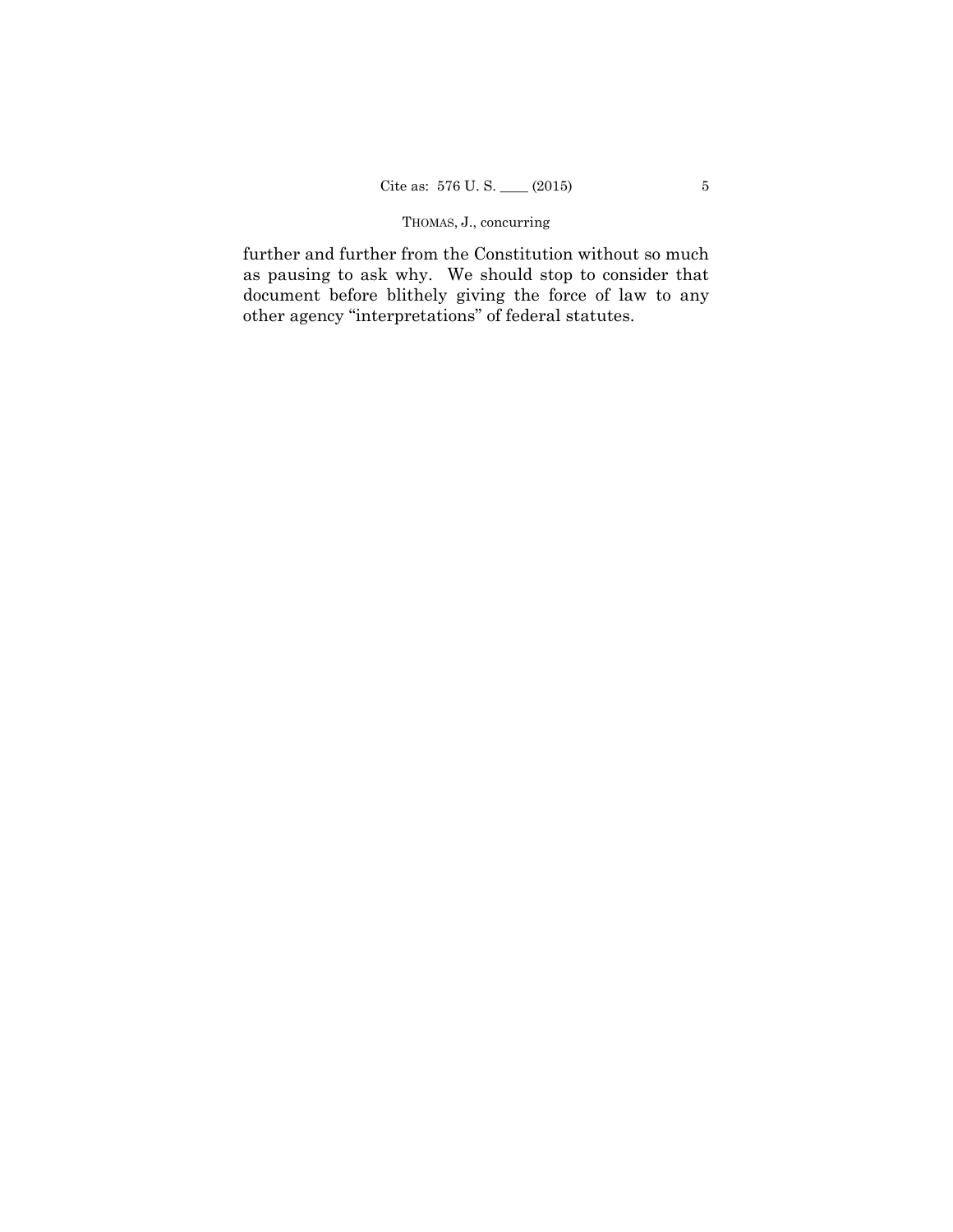further and further from the Constitution without so much as pausing to ask why. We should stop to consider that document before blithely giving the force of law to any other agency "interpretations" of federal statutes.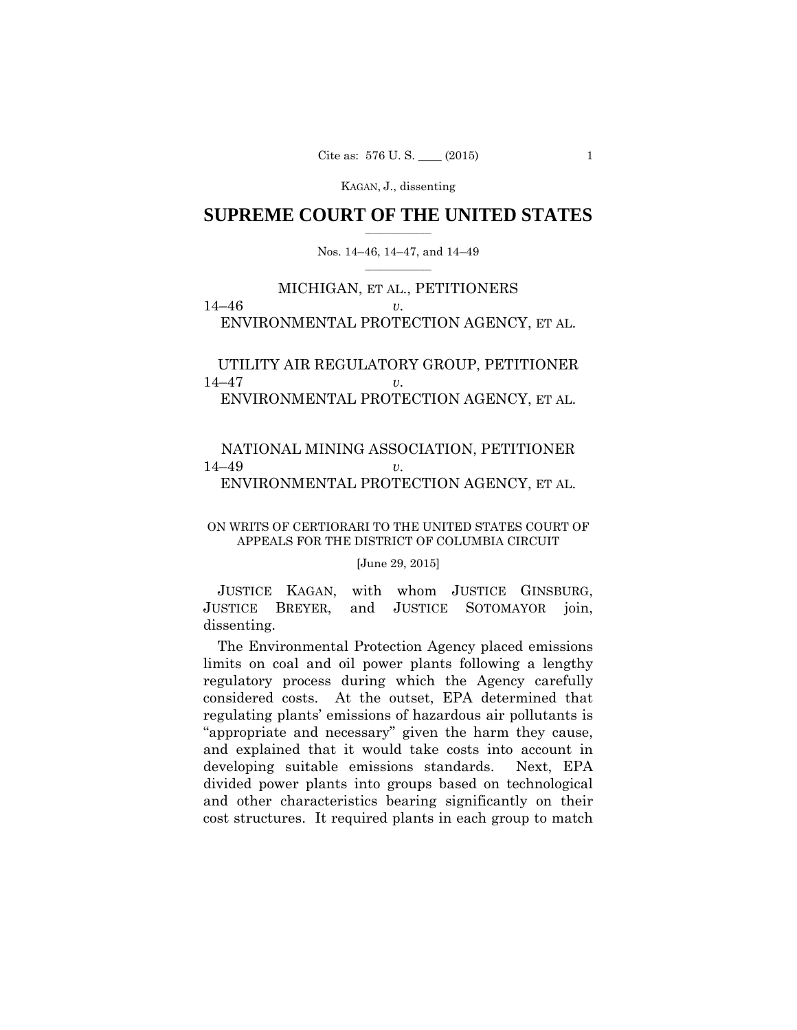# SUPREME COURT OF THE UNITED STATES

Nos. 14–46, 14–47, and 14–49

MICHIGAN, ET AL., PETITIONERS

14–46 *v.*

ENVIRONMENTAL PROTECTION AGENCY, ET AL.

UTILITY AIR REGULATORY GROUP, PETITIONER

14–47 *v.*

ENVIRONMENTAL PROTECTION AGENCY, ET AL.

NATIONAL MINING ASSOCIATION, PETITIONER

14–49 *v.*

ENVIRONMENTAL PROTECTION AGENCY, ET AL.

ON WRITS OF CERTIORARI TO THE UNITED STATES COURT OF APPEALS FOR THE DISTRICT OF COLUMBIA CIRCUIT

[June 29, 2015]

JUSTICE KAGAN, with whom JUSTICE GINSBURG, JUSTICE BREYER, and JUSTICE SOTOMAYOR join, dissenting.

The Environmental Protection Agency placed emissions limits on coal and oil power plants following a lengthy regulatory process during which the Agency carefully considered costs. At the outset, EPA determined that regulating plants' emissions of hazardous air pollutants is "appropriate and necessary" given the harm they cause, and explained that it would take costs into account in developing suitable emissions standards. Next, EPA divided power plants into groups based on technological and other characteristics bearing significantly on their cost structures. It required plants in each group to match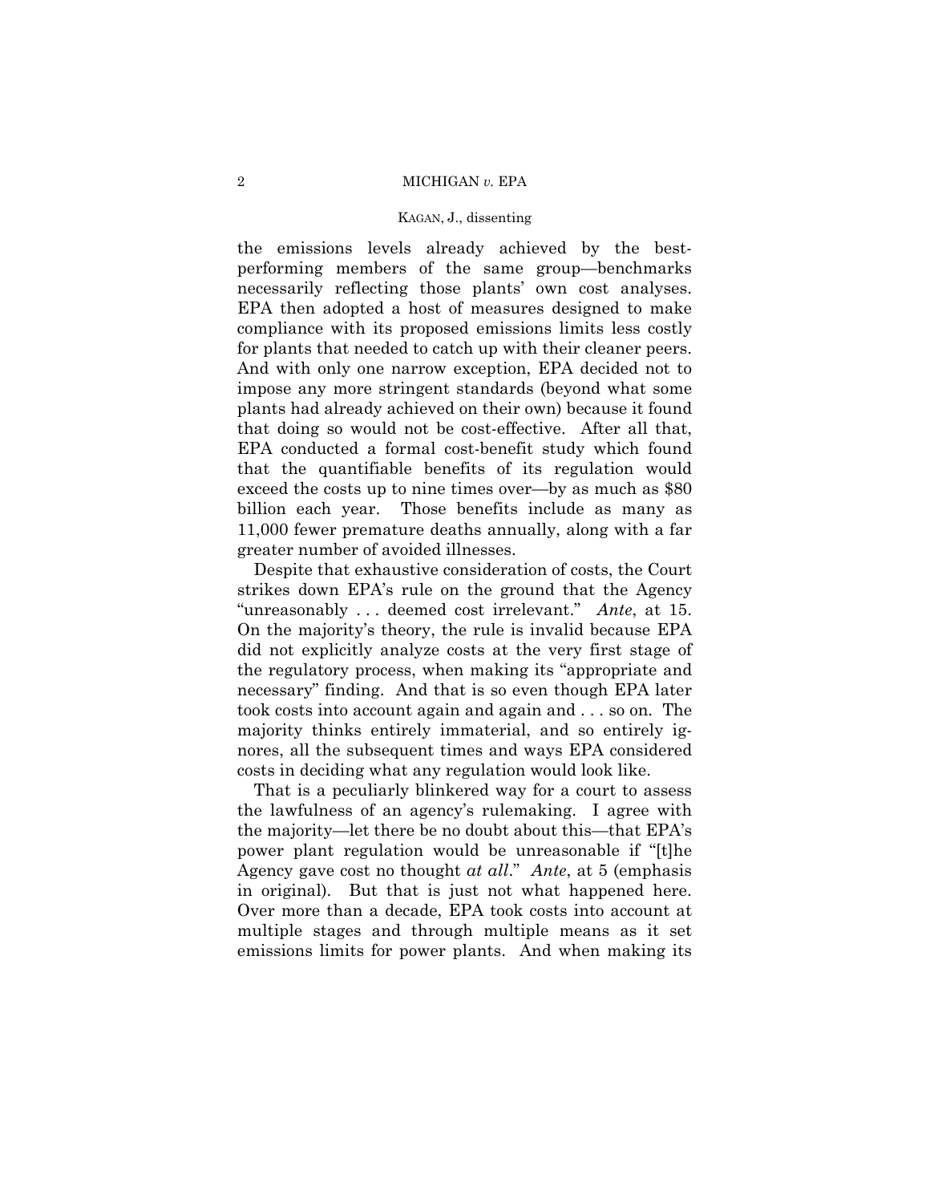the emissions levels already achieved by the best-performing members of the same group—benchmarks necessarily reflecting those plants' own cost analyses. EPA then adopted a host of measures designed to make compliance with its proposed emissions limits less costly for plants that needed to catch up with their cleaner peers. And with only one narrow exception, EPA decided not to impose any more stringent standards (beyond what some plants had already achieved on their own) because it found that doing so would not be cost-effective. After all that, EPA conducted a formal cost-benefit study which found that the quantifiable benefits of its regulation would exceed the costs up to nine times over—by as much as $80 billion each year. Those benefits include as many as 11,000 fewer premature deaths annually, along with a far greater number of avoided illnesses.

Despite that exhaustive consideration of costs, the Court strikes down EPA's rule on the ground that the Agency "unreasonably . . . deemed cost irrelevant." *Ante*, at 15. On the majority's theory, the rule is invalid because EPA did not explicitly analyze costs at the very first stage of the regulatory process, when making its "appropriate and necessary" finding. And that is so even though EPA later took costs into account again and again and . . . so on. The majority thinks entirely immaterial, and so entirely ignores, all the subsequent times and ways EPA considered costs in deciding what any regulation would look like.

That is a peculiarly blinkered way for a court to assess the lawfulness of an agency's rulemaking. I agree with the majority—let there be no doubt about this—that EPA's power plant regulation would be unreasonable if "[t]he Agency gave cost no thought *at all*." *Ante*, at 5 (emphasis in original). But that is just not what happened here. Over more than a decade, EPA took costs into account at multiple stages and through multiple means as it set emissions limits for power plants. And when making its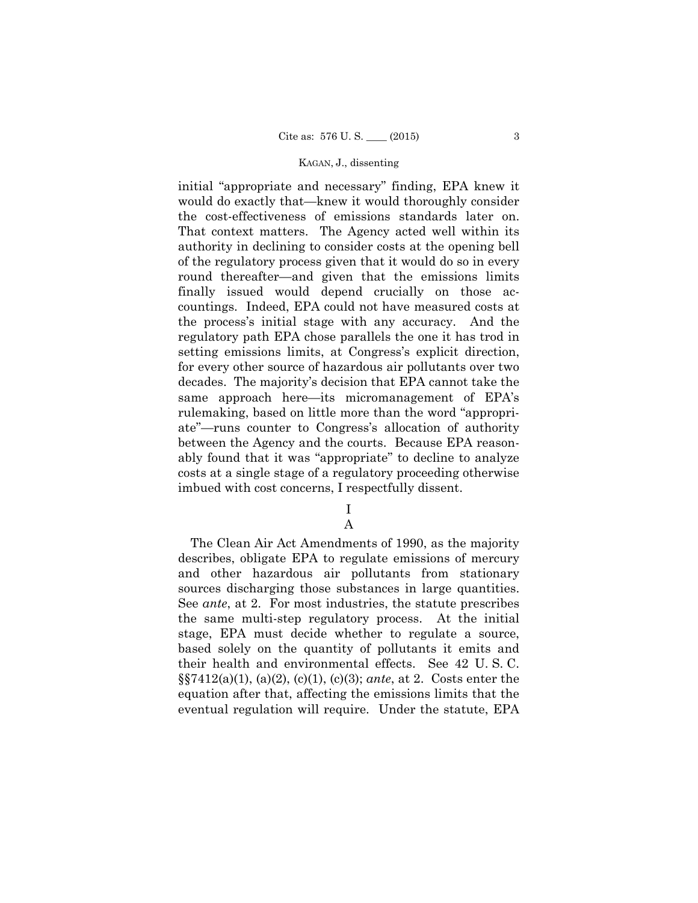initial "appropriate and necessary" finding, EPA knew it would do exactly that—knew it would thoroughly consider the cost-effectiveness of emissions standards later on. That context matters. The Agency acted well within its authority in declining to consider costs at the opening bell of the regulatory process given that it would do so in every round thereafter—and given that the emissions limits finally issued would depend crucially on those accountings. Indeed, EPA could not have measured costs at the process's initial stage with any accuracy. And the regulatory path EPA chose parallels the one it has trod in setting emissions limits, at Congress's explicit direction, for every other source of hazardous air pollutants over two decades. The majority's decision that EPA cannot take the same approach here—its micromanagement of EPA's rulemaking, based on little more than the word "appropriate"—runs counter to Congress's allocation of authority between the Agency and the courts. Because EPA reasonably found that it was "appropriate" to decline to analyze costs at a single stage of a regulatory proceeding otherwise imbued with cost concerns, I respectfully dissent.

## I

### A

The Clean Air Act Amendments of 1990, as the majority describes, obligate EPA to regulate emissions of mercury and other hazardous air pollutants from stationary sources discharging those substances in large quantities. See *ante*, at 2. For most industries, the statute prescribes the same multi-step regulatory process. At the initial stage, EPA must decide whether to regulate a source, based solely on the quantity of pollutants it emits and their health and environmental effects. See 42 U. S. C. §§7412(a)(1), (a)(2), (c)(1), (c)(3); *ante*, at 2. Costs enter the equation after that, affecting the emissions limits that the eventual regulation will require. Under the statute, EPA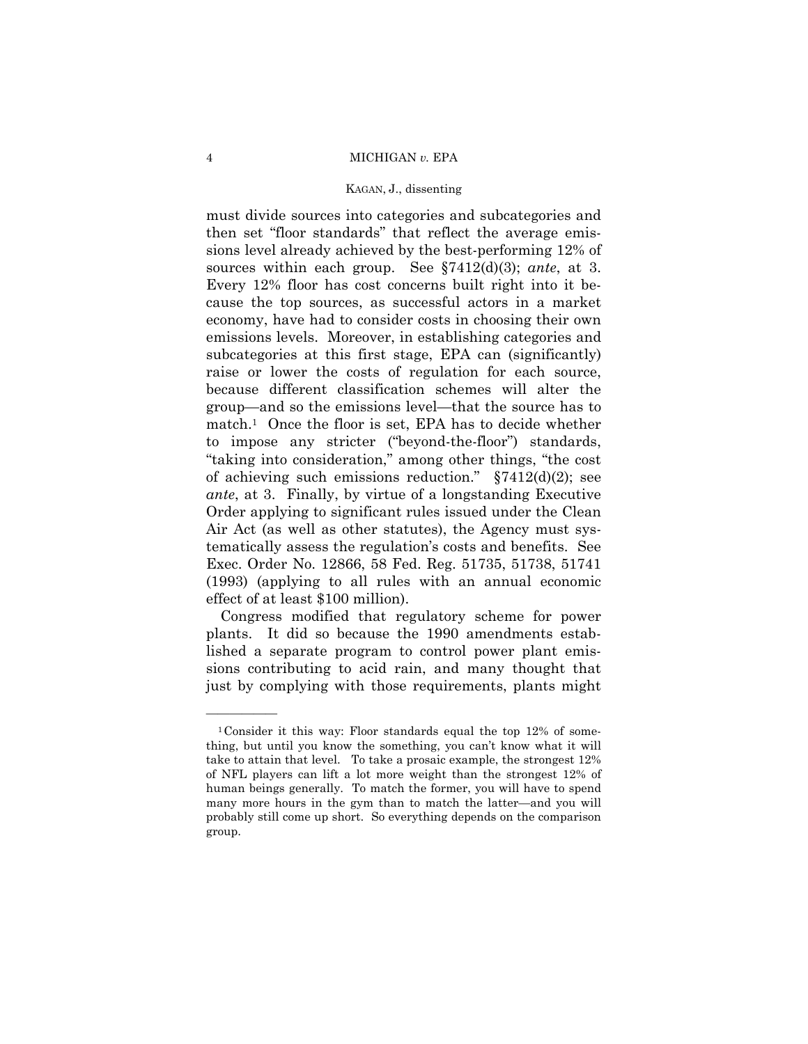must divide sources into categories and subcategories and then set "floor standards" that reflect the average emissions level already achieved by the best-performing 12% of sources within each group. See §7412(d)(3); *ante*, at 3. Every 12% floor has cost concerns built right into it because the top sources, as successful actors in a market economy, have had to consider costs in choosing their own emissions levels. Moreover, in establishing categories and subcategories at this first stage, EPA can (significantly) raise or lower the costs of regulation for each source, because different classification schemes will alter the group—and so the emissions level—that the source has to match.[1] Once the floor is set, EPA has to decide whether to impose any stricter ("beyond-the-floor") standards, "taking into consideration," among other things, "the cost of achieving such emissions reduction." §7412(d)(2); see *ante*, at 3. Finally, by virtue of a longstanding Executive Order applying to significant rules issued under the Clean Air Act (as well as other statutes), the Agency must systematically assess the regulation's costs and benefits. See Exec. Order No. 12866, 58 Fed. Reg. 51735, 51738, 51741 (1993) (applying to all rules with an annual economic effect of at least $100 million).

Congress modified that regulatory scheme for power plants. It did so because the 1990 amendments established a separate program to control power plant emissions contributing to acid rain, and many thought that just by complying with those requirements, plants might

---

[1] Consider it this way: Floor standards equal the top 12% of something, but until you know the something, you can't know what it will take to attain that level. To take a prosaic example, the strongest 12% of NFL players can lift a lot more weight than the strongest 12% of human beings generally. To match the former, you will have to spend many more hours in the gym than to match the latter—and you will probably still come up short. So everything depends on the comparison group.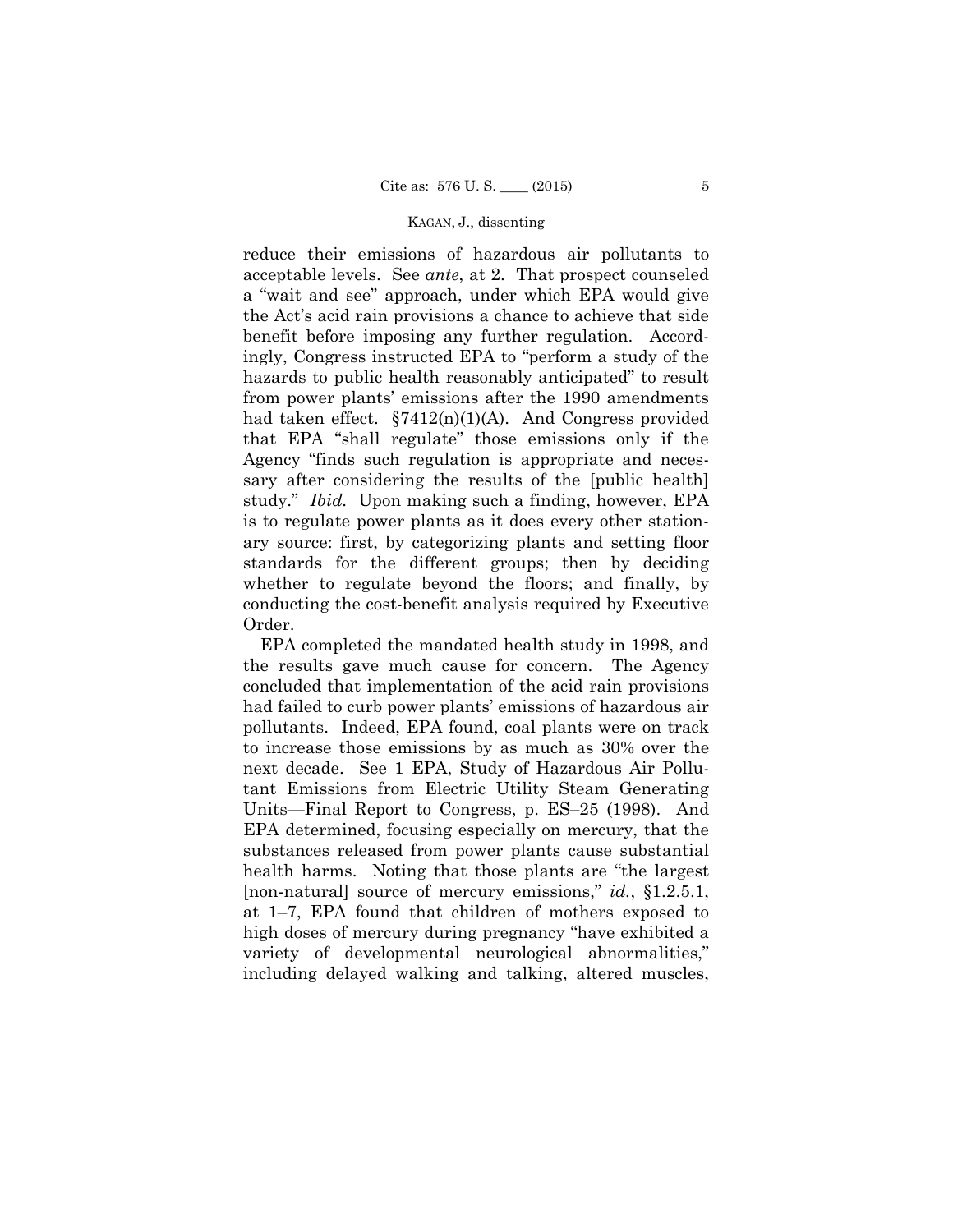reduce their emissions of hazardous air pollutants to acceptable levels. See *ante*, at 2. That prospect counseled a "wait and see" approach, under which EPA would give the Act's acid rain provisions a chance to achieve that side benefit before imposing any further regulation. Accordingly, Congress instructed EPA to "perform a study of the hazards to public health reasonably anticipated" to result from power plants' emissions after the 1990 amendments had taken effect. §7412(n)(1)(A). And Congress provided that EPA "shall regulate" those emissions only if the Agency "finds such regulation is appropriate and necessary after considering the results of the [public health] study." *Ibid.* Upon making such a finding, however, EPA is to regulate power plants as it does every other stationary source: first, by categorizing plants and setting floor standards for the different groups; then by deciding whether to regulate beyond the floors; and finally, by conducting the cost-benefit analysis required by Executive Order.

EPA completed the mandated health study in 1998, and the results gave much cause for concern. The Agency concluded that implementation of the acid rain provisions had failed to curb power plants' emissions of hazardous air pollutants. Indeed, EPA found, coal plants were on track to increase those emissions by as much as 30% over the next decade. See 1 EPA, Study of Hazardous Air Pollutant Emissions from Electric Utility Steam Generating Units—Final Report to Congress, p. ES–25 (1998). And EPA determined, focusing especially on mercury, that the substances released from power plants cause substantial health harms. Noting that those plants are "the largest [non-natural] source of mercury emissions," *id.*, §1.2.5.1, at 1–7, EPA found that children of mothers exposed to high doses of mercury during pregnancy "have exhibited a variety of developmental neurological abnormalities," including delayed walking and talking, altered muscles,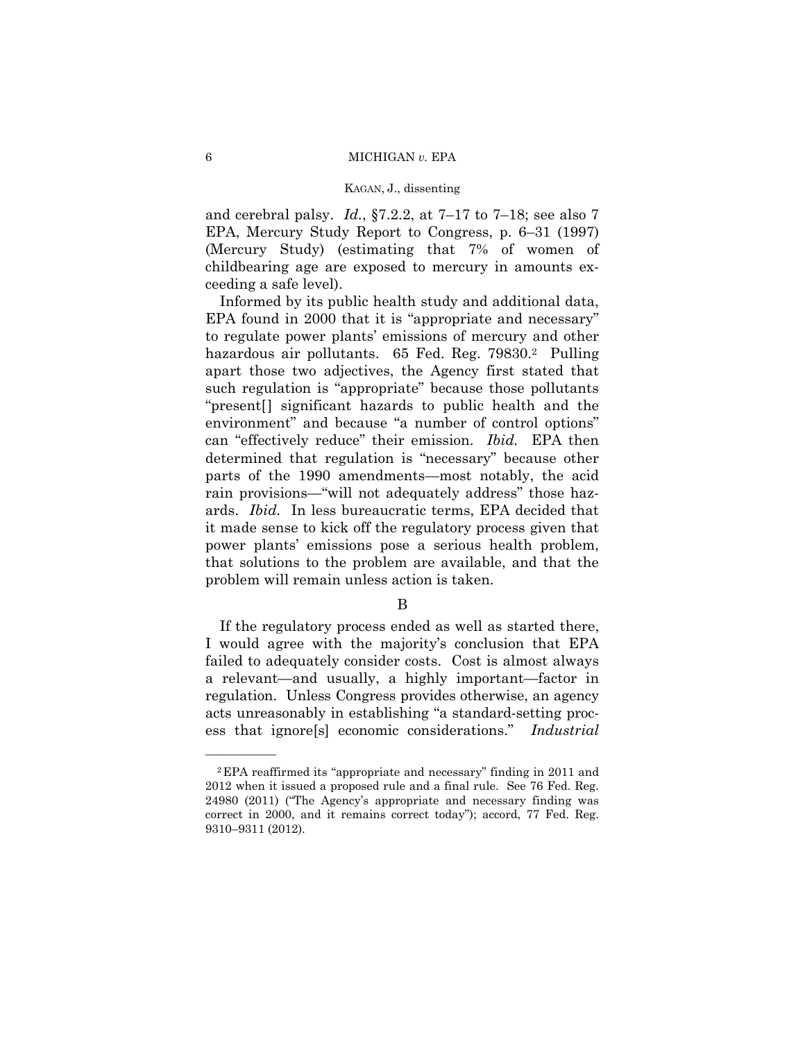and cerebral palsy. *Id.*, §7.2.2, at 7–17 to 7–18; see also 7 EPA, Mercury Study Report to Congress, p. 6–31 (1997) (Mercury Study) (estimating that 7% of women of childbearing age are exposed to mercury in amounts exceeding a safe level).

Informed by its public health study and additional data, EPA found in 2000 that it is "appropriate and necessary" to regulate power plants' emissions of mercury and other hazardous air pollutants. 65 Fed. Reg. 79830.[2] Pulling apart those two adjectives, the Agency first stated that such regulation is "appropriate" because those pollutants "present[] significant hazards to public health and the environment" and because "a number of control options" can "effectively reduce" their emission. *Ibid.* EPA then determined that regulation is "necessary" because other parts of the 1990 amendments—most notably, the acid rain provisions—"will not adequately address" those hazards. *Ibid.* In less bureaucratic terms, EPA decided that it made sense to kick off the regulatory process given that power plants' emissions pose a serious health problem, that solutions to the problem are available, and that the problem will remain unless action is taken.

B

If the regulatory process ended as well as started there, I would agree with the majority's conclusion that EPA failed to adequately consider costs. Cost is almost always a relevant—and usually, a highly important—factor in regulation. Unless Congress provides otherwise, an agency acts unreasonably in establishing "a standard-setting process that ignore[s] economic considerations." *Industrial*

---

[2] EPA reaffirmed its "appropriate and necessary" finding in 2011 and 2012 when it issued a proposed rule and a final rule. See 76 Fed. Reg. 24980 (2011) ("The Agency's appropriate and necessary finding was correct in 2000, and it remains correct today"); accord, 77 Fed. Reg. 9310–9311 (2012).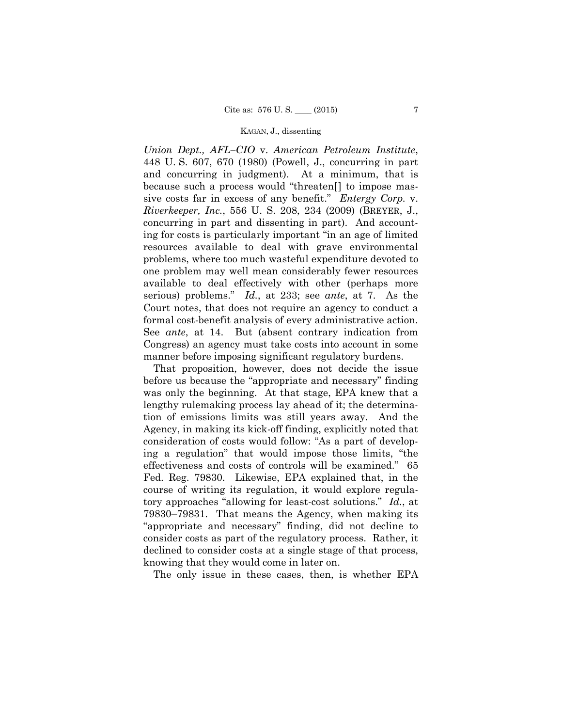*Union Dept., AFL–CIO* v. *American Petroleum Institute*, 448 U. S. 607, 670 (1980) (Powell, J., concurring in part and concurring in judgment). At a minimum, that is because such a process would "threaten[] to impose massive costs far in excess of any benefit." *Entergy Corp.* v. *Riverkeeper, Inc.*, 556 U. S. 208, 234 (2009) (BREYER, J., concurring in part and dissenting in part). And accounting for costs is particularly important "in an age of limited resources available to deal with grave environmental problems, where too much wasteful expenditure devoted to one problem may well mean considerably fewer resources available to deal effectively with other (perhaps more serious) problems." *Id.*, at 233; see *ante*, at 7. As the Court notes, that does not require an agency to conduct a formal cost-benefit analysis of every administrative action. See *ante*, at 14. But (absent contrary indication from Congress) an agency must take costs into account in some manner before imposing significant regulatory burdens.

That proposition, however, does not decide the issue before us because the "appropriate and necessary" finding was only the beginning. At that stage, EPA knew that a lengthy rulemaking process lay ahead of it; the determination of emissions limits was still years away. And the Agency, in making its kick-off finding, explicitly noted that consideration of costs would follow: "As a part of developing a regulation" that would impose those limits, "the effectiveness and costs of controls will be examined." 65 Fed. Reg. 79830. Likewise, EPA explained that, in the course of writing its regulation, it would explore regulatory approaches "allowing for least-cost solutions." *Id.*, at 79830–79831. That means the Agency, when making its "appropriate and necessary" finding, did not decline to consider costs as part of the regulatory process. Rather, it declined to consider costs at a single stage of that process, knowing that they would come in later on.

The only issue in these cases, then, is whether EPA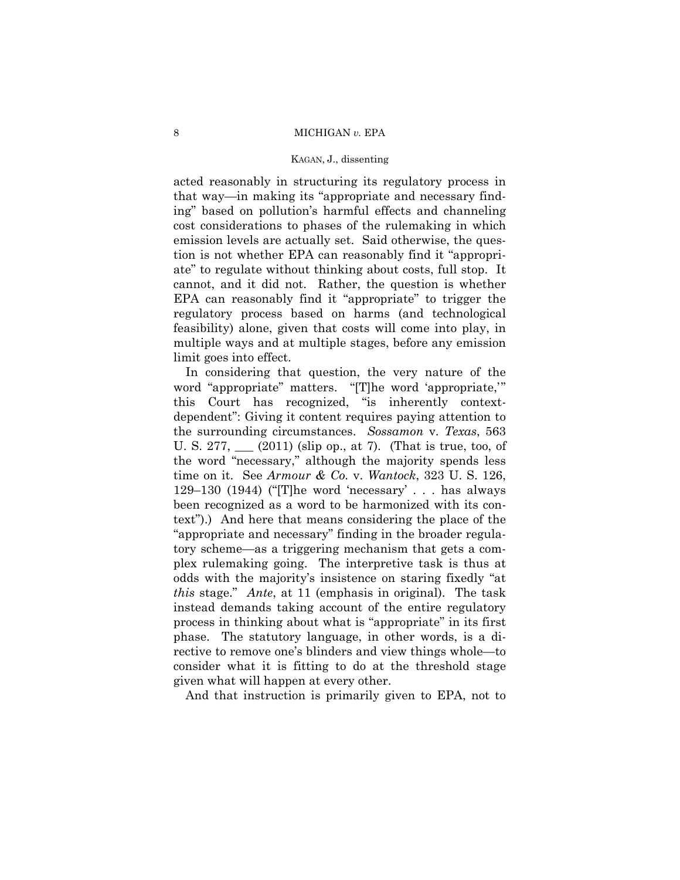acted reasonably in structuring its regulatory process in that way—in making its "appropriate and necessary finding" based on pollution's harmful effects and channeling cost considerations to phases of the rulemaking in which emission levels are actually set. Said otherwise, the question is not whether EPA can reasonably find it "appropriate" to regulate without thinking about costs, full stop. It cannot, and it did not. Rather, the question is whether EPA can reasonably find it "appropriate" to trigger the regulatory process based on harms (and technological feasibility) alone, given that costs will come into play, in multiple ways and at multiple stages, before any emission limit goes into effect.

In considering that question, the very nature of the word "appropriate" matters. "[T]he word 'appropriate,'" this Court has recognized, "is inherently context-dependent": Giving it content requires paying attention to the surrounding circumstances. *Sossamon* v. *Texas*, 563 U. S. 277, ___ (2011) (slip op., at 7). (That is true, too, of the word "necessary," although the majority spends less time on it. See *Armour & Co.* v. *Wantock*, 323 U. S. 126, 129–130 (1944) ("[T]he word 'necessary' . . . has always been recognized as a word to be harmonized with its context").) And here that means considering the place of the "appropriate and necessary" finding in the broader regulatory scheme—as a triggering mechanism that gets a complex rulemaking going. The interpretive task is thus at odds with the majority's insistence on staring fixedly "at *this* stage." *Ante*, at 11 (emphasis in original). The task instead demands taking account of the entire regulatory process in thinking about what is "appropriate" in its first phase. The statutory language, in other words, is a directive to remove one's blinders and view things whole—to consider what it is fitting to do at the threshold stage given what will happen at every other.

And that instruction is primarily given to EPA, not to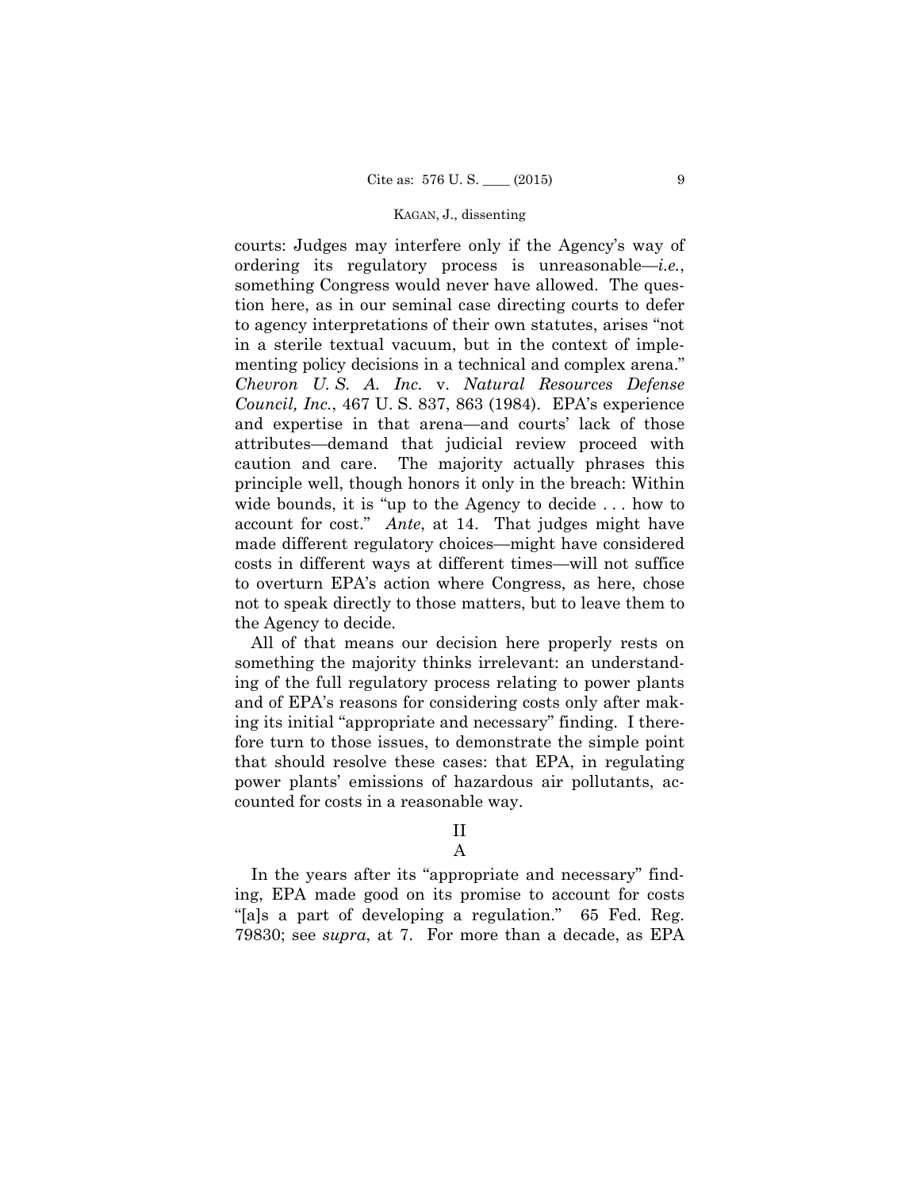courts: Judges may interfere only if the Agency's way of ordering its regulatory process is unreasonable—*i.e.*, something Congress would never have allowed. The question here, as in our seminal case directing courts to defer to agency interpretations of their own statutes, arises "not in a sterile textual vacuum, but in the context of implementing policy decisions in a technical and complex arena." *Chevron U. S. A. Inc.* v. *Natural Resources Defense Council, Inc.*, 467 U. S. 837, 863 (1984). EPA's experience and expertise in that arena—and courts' lack of those attributes—demand that judicial review proceed with caution and care. The majority actually phrases this principle well, though honors it only in the breach: Within wide bounds, it is "up to the Agency to decide . . . how to account for cost." *Ante*, at 14. That judges might have made different regulatory choices—might have considered costs in different ways at different times—will not suffice to overturn EPA's action where Congress, as here, chose not to speak directly to those matters, but to leave them to the Agency to decide.

All of that means our decision here properly rests on something the majority thinks irrelevant: an understanding of the full regulatory process relating to power plants and of EPA's reasons for considering costs only after making its initial "appropriate and necessary" finding. I therefore turn to those issues, to demonstrate the simple point that should resolve these cases: that EPA, in regulating power plants' emissions of hazardous air pollutants, accounted for costs in a reasonable way.

## II

### A

In the years after its "appropriate and necessary" finding, EPA made good on its promise to account for costs "[a]s a part of developing a regulation." 65 Fed. Reg. 79830; see *supra*, at 7. For more than a decade, as EPA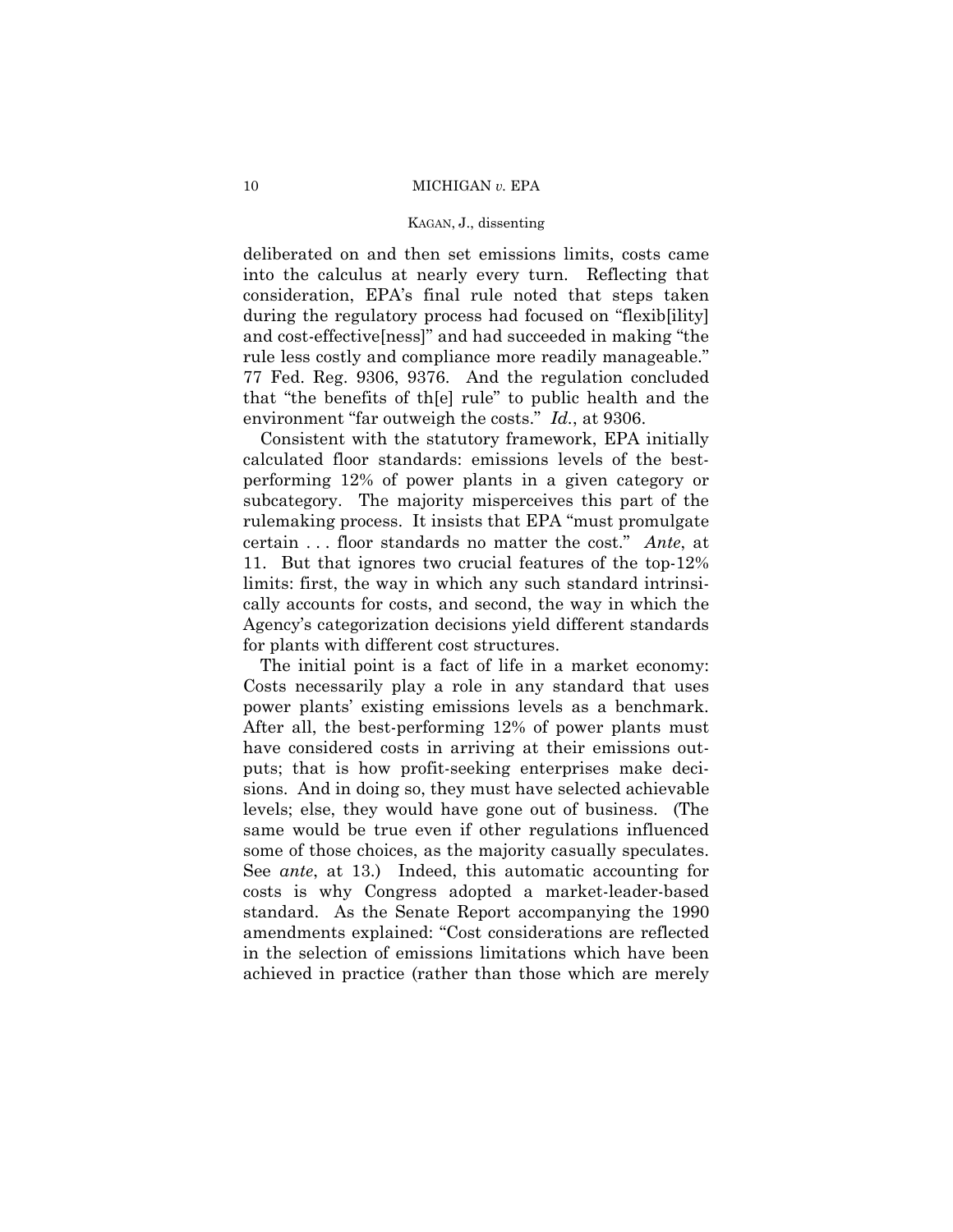deliberated on and then set emissions limits, costs came into the calculus at nearly every turn. Reflecting that consideration, EPA's final rule noted that steps taken during the regulatory process had focused on "flexib[ility] and cost-effective[ness]" and had succeeded in making "the rule less costly and compliance more readily manageable." 77 Fed. Reg. 9306, 9376. And the regulation concluded that "the benefits of th[e] rule" to public health and the environment "far outweigh the costs." *Id.*, at 9306.

Consistent with the statutory framework, EPA initially calculated floor standards: emissions levels of the best-performing 12% of power plants in a given category or subcategory. The majority misperceives this part of the rulemaking process. It insists that EPA "must promulgate certain . . . floor standards no matter the cost." *Ante*, at 11. But that ignores two crucial features of the top-12% limits: first, the way in which any such standard intrinsically accounts for costs, and second, the way in which the Agency's categorization decisions yield different standards for plants with different cost structures.

The initial point is a fact of life in a market economy: Costs necessarily play a role in any standard that uses power plants' existing emissions levels as a benchmark. After all, the best-performing 12% of power plants must have considered costs in arriving at their emissions outputs; that is how profit-seeking enterprises make decisions. And in doing so, they must have selected achievable levels; else, they would have gone out of business. (The same would be true even if other regulations influenced some of those choices, as the majority casually speculates. See *ante*, at 13.) Indeed, this automatic accounting for costs is why Congress adopted a market-leader-based standard. As the Senate Report accompanying the 1990 amendments explained: "Cost considerations are reflected in the selection of emissions limitations which have been achieved in practice (rather than those which are merely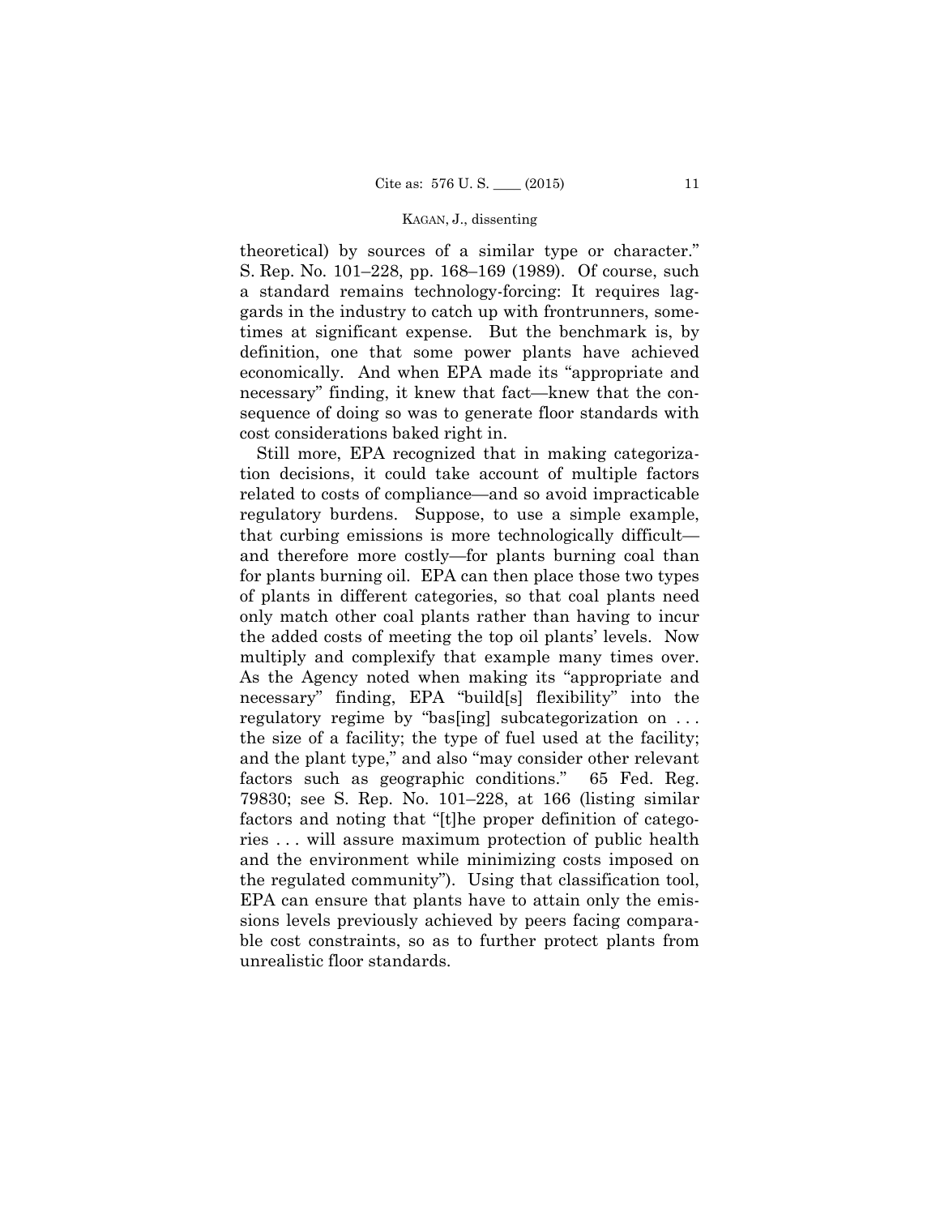theoretical) by sources of a similar type or character." S. Rep. No. 101–228, pp. 168–169 (1989). Of course, such a standard remains technology-forcing: It requires laggards in the industry to catch up with frontrunners, sometimes at significant expense. But the benchmark is, by definition, one that some power plants have achieved economically. And when EPA made its "appropriate and necessary" finding, it knew that fact—knew that the consequence of doing so was to generate floor standards with cost considerations baked right in.

Still more, EPA recognized that in making categorization decisions, it could take account of multiple factors related to costs of compliance—and so avoid impracticable regulatory burdens. Suppose, to use a simple example, that curbing emissions is more technologically difficult—and therefore more costly—for plants burning coal than for plants burning oil. EPA can then place those two types of plants in different categories, so that coal plants need only match other coal plants rather than having to incur the added costs of meeting the top oil plants' levels. Now multiply and complexify that example many times over. As the Agency noted when making its "appropriate and necessary" finding, EPA "build[s] flexibility" into the regulatory regime by "bas[ing] subcategorization on . . . the size of a facility; the type of fuel used at the facility; and the plant type," and also "may consider other relevant factors such as geographic conditions." 65 Fed. Reg. 79830; see S. Rep. No. 101–228, at 166 (listing similar factors and noting that "[t]he proper definition of categories . . . will assure maximum protection of public health and the environment while minimizing costs imposed on the regulated community"). Using that classification tool, EPA can ensure that plants have to attain only the emissions levels previously achieved by peers facing comparable cost constraints, so as to further protect plants from unrealistic floor standards.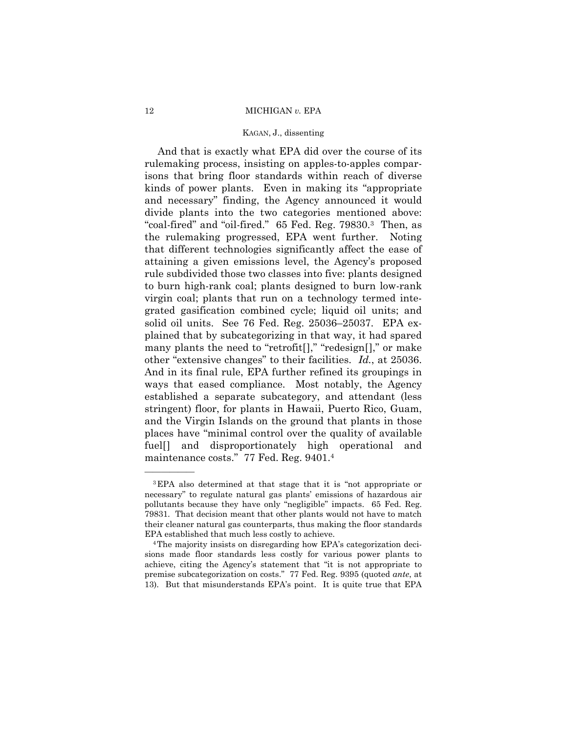And that is exactly what EPA did over the course of its rulemaking process, insisting on apples-to-apples comparisons that bring floor standards within reach of diverse kinds of power plants. Even in making its "appropriate and necessary" finding, the Agency announced it would divide plants into the two categories mentioned above: "coal-fired" and "oil-fired." 65 Fed. Reg. 79830.[3] Then, as the rulemaking progressed, EPA went further. Noting that different technologies significantly affect the ease of attaining a given emissions level, the Agency's proposed rule subdivided those two classes into five: plants designed to burn high-rank coal; plants designed to burn low-rank virgin coal; plants that run on a technology termed integrated gasification combined cycle; liquid oil units; and solid oil units. See 76 Fed. Reg. 25036–25037. EPA explained that by subcategorizing in that way, it had spared many plants the need to "retrofit[]," "redesign[]," or make other "extensive changes" to their facilities. *Id.*, at 25036. And in its final rule, EPA further refined its groupings in ways that eased compliance. Most notably, the Agency established a separate subcategory, and attendant (less stringent) floor, for plants in Hawaii, Puerto Rico, Guam, and the Virgin Islands on the ground that plants in those places have "minimal control over the quality of available fuel[] and disproportionately high operational and maintenance costs." 77 Fed. Reg. 9401.[4]

---

[3] EPA also determined at that stage that it is "not appropriate or necessary" to regulate natural gas plants' emissions of hazardous air pollutants because they have only "negligible" impacts. 65 Fed. Reg. 79831. That decision meant that other plants would not have to match their cleaner natural gas counterparts, thus making the floor standards EPA established that much less costly to achieve.

[4] The majority insists on disregarding how EPA's categorization decisions made floor standards less costly for various power plants to achieve, citing the Agency's statement that "it is not appropriate to premise subcategorization on costs." 77 Fed. Reg. 9395 (quoted *ante*, at 13). But that misunderstands EPA's point. It is quite true that EPA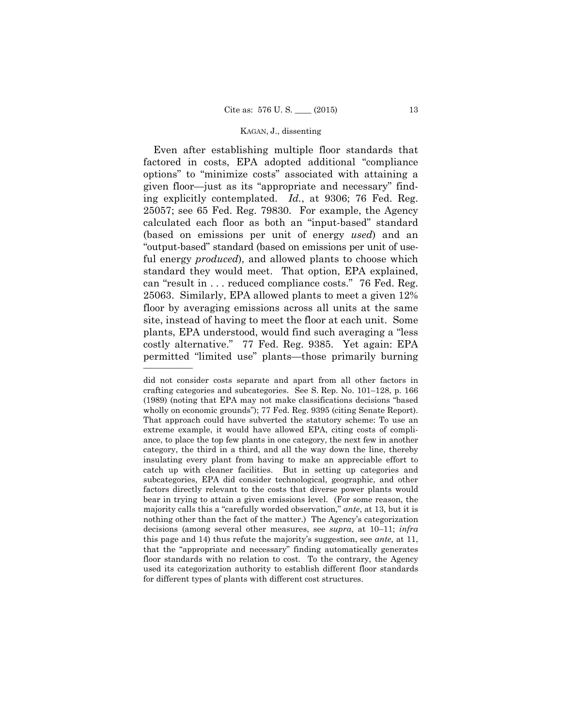Even after establishing multiple floor standards that factored in costs, EPA adopted additional "compliance options" to "minimize costs" associated with attaining a given floor—just as its "appropriate and necessary" finding explicitly contemplated. *Id.*, at 9306; 76 Fed. Reg. 25057; see 65 Fed. Reg. 79830. For example, the Agency calculated each floor as both an "input-based" standard (based on emissions per unit of energy *used*) and an "output-based" standard (based on emissions per unit of useful energy *produced*), and allowed plants to choose which standard they would meet. That option, EPA explained, can "result in . . . reduced compliance costs." 76 Fed. Reg. 25063. Similarly, EPA allowed plants to meet a given 12% floor by averaging emissions across all units at the same site, instead of having to meet the floor at each unit. Some plants, EPA understood, would find such averaging a "less costly alternative." 77 Fed. Reg. 9385. Yet again: EPA permitted "limited use" plants—those primarily burning

---

did not consider costs separate and apart from all other factors in crafting categories and subcategories. See S. Rep. No. 101–128, p. 166 (1989) (noting that EPA may not make classifications decisions "based wholly on economic grounds"); 77 Fed. Reg. 9395 (citing Senate Report). That approach could have subverted the statutory scheme: To use an extreme example, it would have allowed EPA, citing costs of compliance, to place the top few plants in one category, the next few in another category, the third in a third, and all the way down the line, thereby insulating every plant from having to make an appreciable effort to catch up with cleaner facilities. But in setting up categories and subcategories, EPA did consider technological, geographic, and other factors directly relevant to the costs that diverse power plants would bear in trying to attain a given emissions level. (For some reason, the majority calls this a "carefully worded observation," *ante*, at 13, but it is nothing other than the fact of the matter.) The Agency's categorization decisions (among several other measures, see *supra*, at 10–11; *infra* this page and 14) thus refute the majority's suggestion, see *ante*, at 11, that the "appropriate and necessary" finding automatically generates floor standards with no relation to cost. To the contrary, the Agency used its categorization authority to establish different floor standards for different types of plants with different cost structures.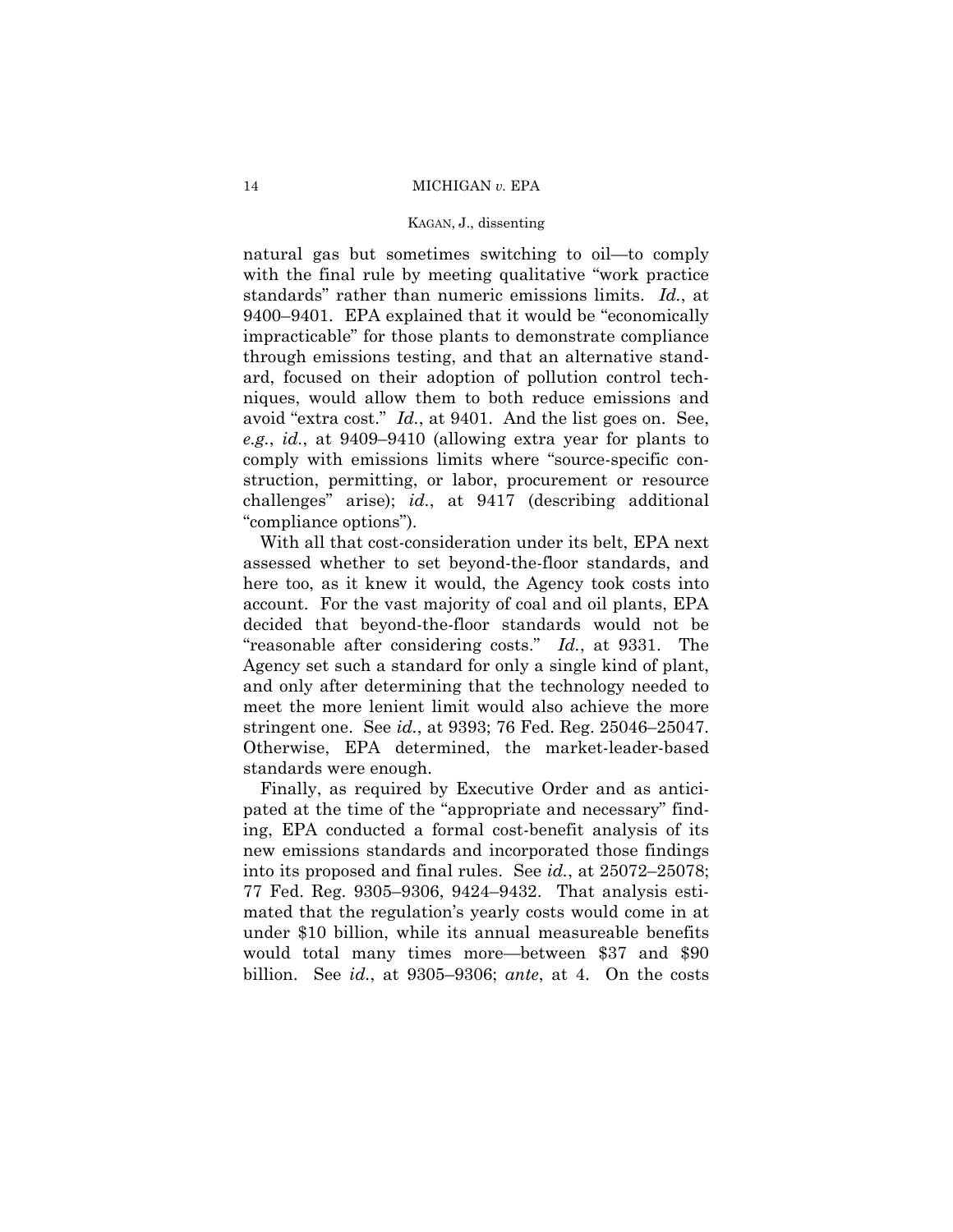natural gas but sometimes switching to oil—to comply with the final rule by meeting qualitative "work practice standards" rather than numeric emissions limits. *Id.*, at 9400–9401. EPA explained that it would be "economically impracticable" for those plants to demonstrate compliance through emissions testing, and that an alternative standard, focused on their adoption of pollution control techniques, would allow them to both reduce emissions and avoid "extra cost." *Id.*, at 9401. And the list goes on. See, *e.g.*, *id.*, at 9409–9410 (allowing extra year for plants to comply with emissions limits where "source-specific construction, permitting, or labor, procurement or resource challenges" arise); *id.*, at 9417 (describing additional "compliance options").

With all that cost-consideration under its belt, EPA next assessed whether to set beyond-the-floor standards, and here too, as it knew it would, the Agency took costs into account. For the vast majority of coal and oil plants, EPA decided that beyond-the-floor standards would not be "reasonable after considering costs." *Id.*, at 9331. The Agency set such a standard for only a single kind of plant, and only after determining that the technology needed to meet the more lenient limit would also achieve the more stringent one. See *id.*, at 9393; 76 Fed. Reg. 25046–25047. Otherwise, EPA determined, the market-leader-based standards were enough.

Finally, as required by Executive Order and as anticipated at the time of the "appropriate and necessary" finding, EPA conducted a formal cost-benefit analysis of its new emissions standards and incorporated those findings into its proposed and final rules. See *id.*, at 25072–25078; 77 Fed. Reg. 9305–9306, 9424–9432. That analysis estimated that the regulation's yearly costs would come in at under $10 billion, while its annual measureable benefits would total many times more—between $37 and $90 billion. See *id.*, at 9305–9306; *ante*, at 4. On the costs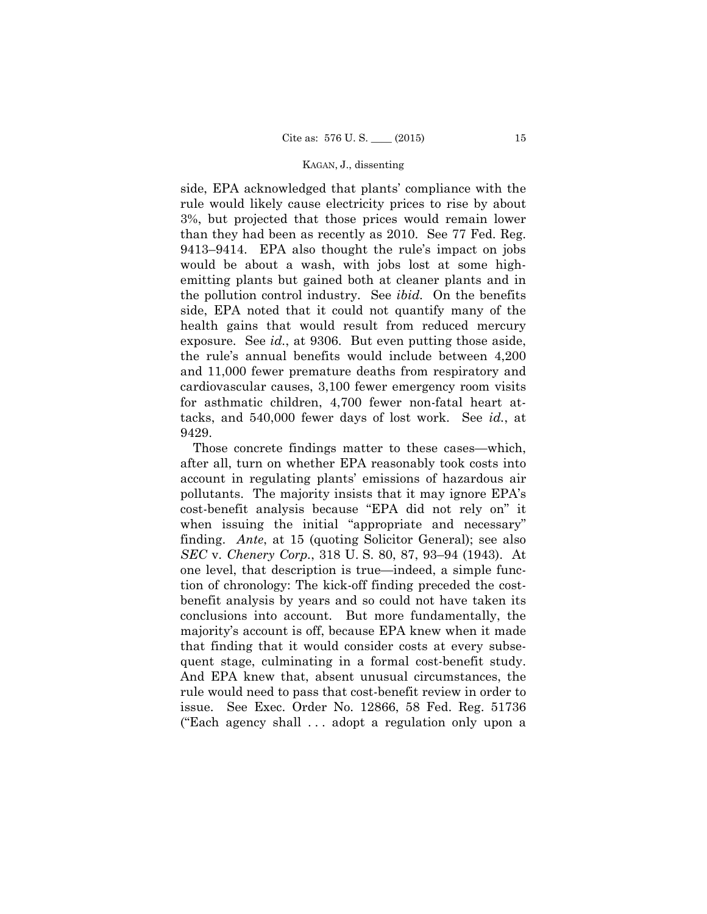side, EPA acknowledged that plants' compliance with the rule would likely cause electricity prices to rise by about 3%, but projected that those prices would remain lower than they had been as recently as 2010. See 77 Fed. Reg. 9413–9414. EPA also thought the rule's impact on jobs would be about a wash, with jobs lost at some high-emitting plants but gained both at cleaner plants and in the pollution control industry. See *ibid.* On the benefits side, EPA noted that it could not quantify many of the health gains that would result from reduced mercury exposure. See *id.*, at 9306. But even putting those aside, the rule's annual benefits would include between 4,200 and 11,000 fewer premature deaths from respiratory and cardiovascular causes, 3,100 fewer emergency room visits for asthmatic children, 4,700 fewer non-fatal heart attacks, and 540,000 fewer days of lost work. See *id.*, at 9429.

Those concrete findings matter to these cases—which, after all, turn on whether EPA reasonably took costs into account in regulating plants' emissions of hazardous air pollutants. The majority insists that it may ignore EPA's cost-benefit analysis because "EPA did not rely on" it when issuing the initial "appropriate and necessary" finding. *Ante*, at 15 (quoting Solicitor General); see also *SEC* v. *Chenery Corp.*, 318 U. S. 80, 87, 93–94 (1943). At one level, that description is true—indeed, a simple function of chronology: The kick-off finding preceded the cost-benefit analysis by years and so could not have taken its conclusions into account. But more fundamentally, the majority's account is off, because EPA knew when it made that finding that it would consider costs at every subsequent stage, culminating in a formal cost-benefit study. And EPA knew that, absent unusual circumstances, the rule would need to pass that cost-benefit review in order to issue. See Exec. Order No. 12866, 58 Fed. Reg. 51736 ("Each agency shall . . . adopt a regulation only upon a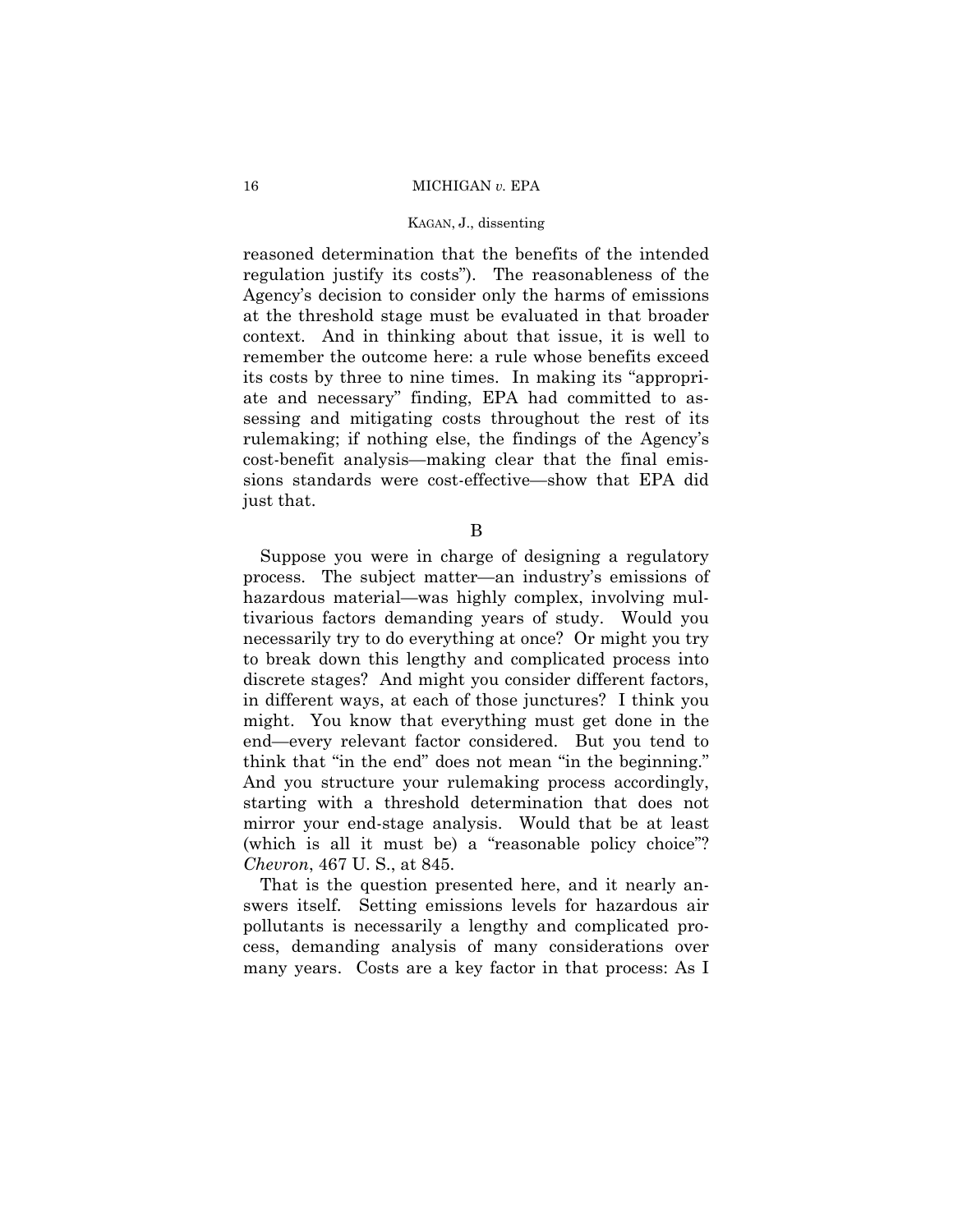reasoned determination that the benefits of the intended regulation justify its costs"). The reasonableness of the Agency's decision to consider only the harms of emissions at the threshold stage must be evaluated in that broader context. And in thinking about that issue, it is well to remember the outcome here: a rule whose benefits exceed its costs by three to nine times. In making its "appropriate and necessary" finding, EPA had committed to assessing and mitigating costs throughout the rest of its rulemaking; if nothing else, the findings of the Agency's cost-benefit analysis—making clear that the final emissions standards were cost-effective—show that EPA did just that.

B

Suppose you were in charge of designing a regulatory process. The subject matter—an industry's emissions of hazardous material—was highly complex, involving multivarious factors demanding years of study. Would you necessarily try to do everything at once? Or might you try to break down this lengthy and complicated process into discrete stages? And might you consider different factors, in different ways, at each of those junctures? I think you might. You know that everything must get done in the end—every relevant factor considered. But you tend to think that "in the end" does not mean "in the beginning." And you structure your rulemaking process accordingly, starting with a threshold determination that does not mirror your end-stage analysis. Would that be at least (which is all it must be) a "reasonable policy choice"? *Chevron*, 467 U. S., at 845.

That is the question presented here, and it nearly answers itself. Setting emissions levels for hazardous air pollutants is necessarily a lengthy and complicated process, demanding analysis of many considerations over many years. Costs are a key factor in that process: As I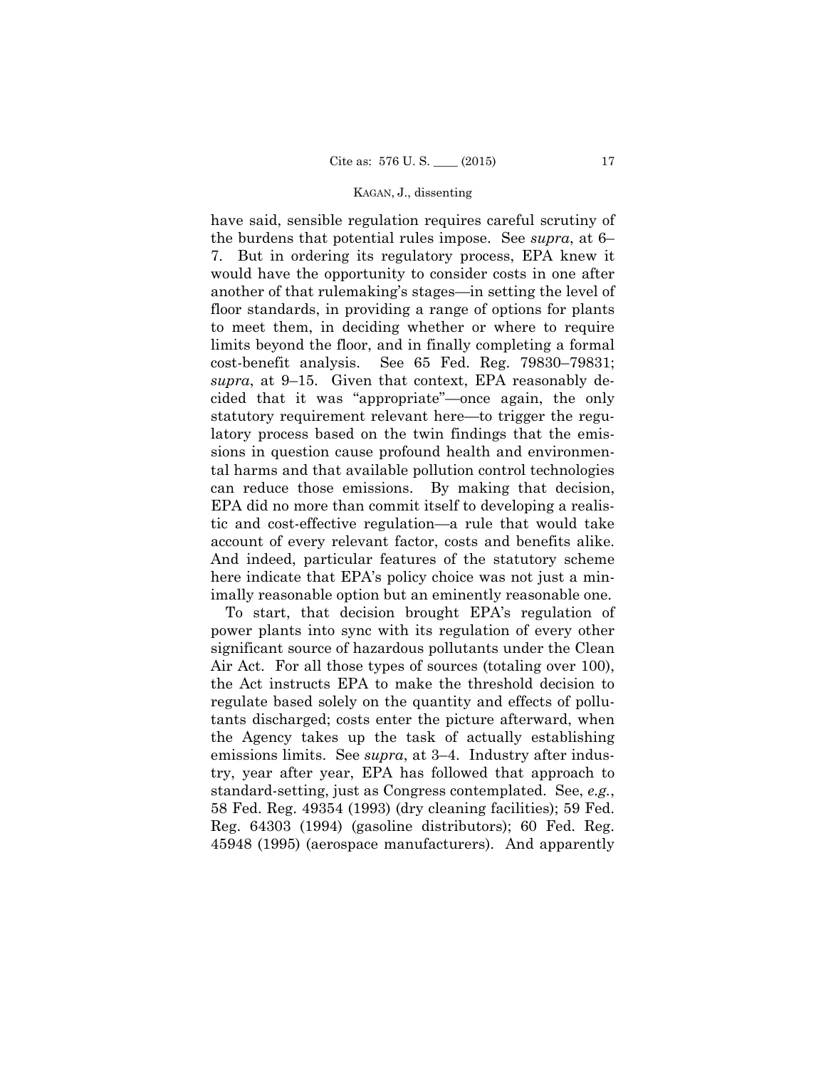have said, sensible regulation requires careful scrutiny of the burdens that potential rules impose. See *supra*, at 6–7. But in ordering its regulatory process, EPA knew it would have the opportunity to consider costs in one after another of that rulemaking's stages—in setting the level of floor standards, in providing a range of options for plants to meet them, in deciding whether or where to require limits beyond the floor, and in finally completing a formal cost-benefit analysis. See 65 Fed. Reg. 79830–79831; *supra*, at 9–15. Given that context, EPA reasonably decided that it was "appropriate"—once again, the only statutory requirement relevant here—to trigger the regulatory process based on the twin findings that the emissions in question cause profound health and environmental harms and that available pollution control technologies can reduce those emissions. By making that decision, EPA did no more than commit itself to developing a realistic and cost-effective regulation—a rule that would take account of every relevant factor, costs and benefits alike. And indeed, particular features of the statutory scheme here indicate that EPA's policy choice was not just a minimally reasonable option but an eminently reasonable one.

To start, that decision brought EPA's regulation of power plants into sync with its regulation of every other significant source of hazardous pollutants under the Clean Air Act. For all those types of sources (totaling over 100), the Act instructs EPA to make the threshold decision to regulate based solely on the quantity and effects of pollutants discharged; costs enter the picture afterward, when the Agency takes up the task of actually establishing emissions limits. See *supra*, at 3–4. Industry after industry, year after year, EPA has followed that approach to standard-setting, just as Congress contemplated. See, *e.g.*, 58 Fed. Reg. 49354 (1993) (dry cleaning facilities); 59 Fed. Reg. 64303 (1994) (gasoline distributors); 60 Fed. Reg. 45948 (1995) (aerospace manufacturers). And apparently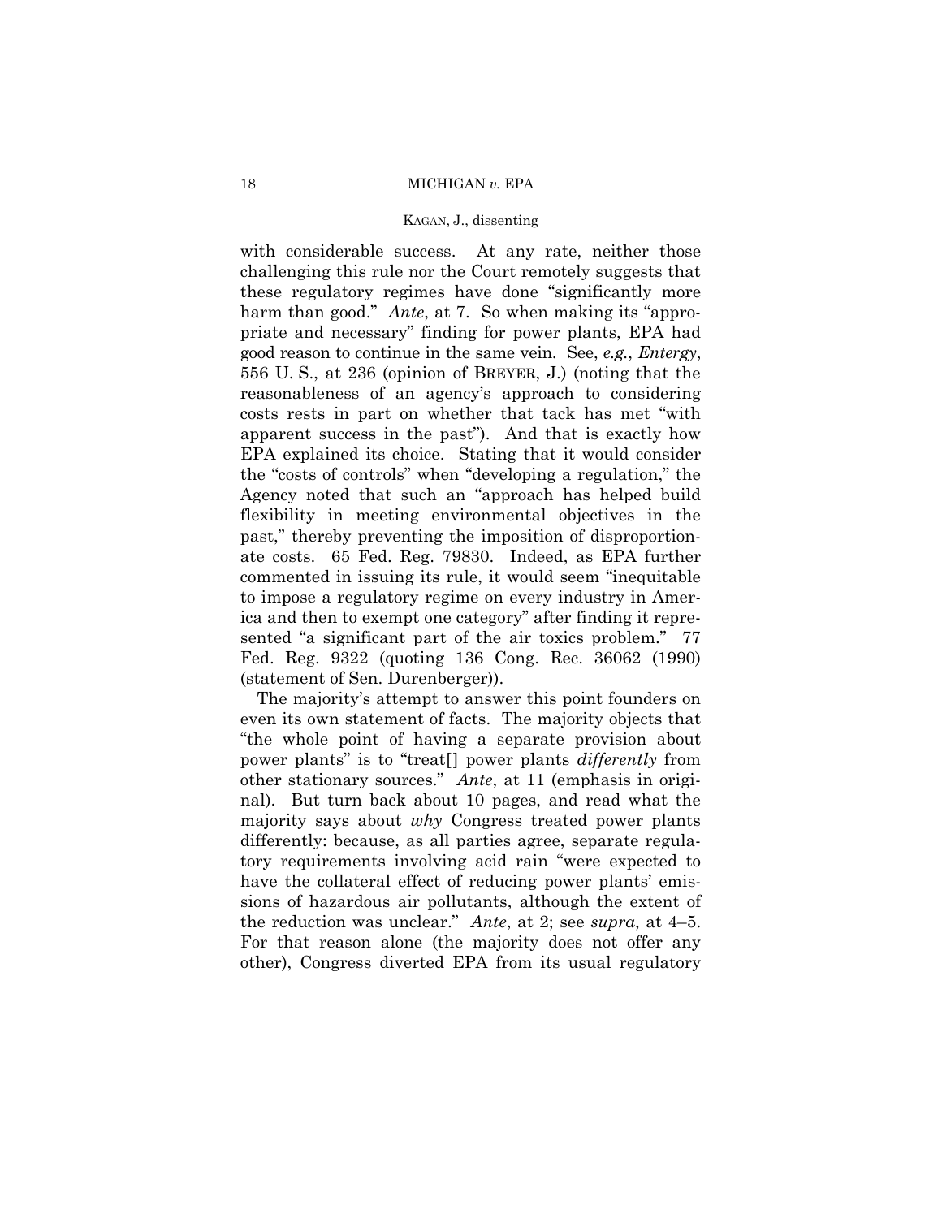with considerable success. At any rate, neither those challenging this rule nor the Court remotely suggests that these regulatory regimes have done "significantly more harm than good." *Ante,* at 7. So when making its "appropriate and necessary" finding for power plants, EPA had good reason to continue in the same vein. See, *e.g.*, *Entergy*, 556 U. S., at 236 (opinion of BREYER, J.) (noting that the reasonableness of an agency's approach to considering costs rests in part on whether that tack has met "with apparent success in the past"). And that is exactly how EPA explained its choice. Stating that it would consider the "costs of controls" when "developing a regulation," the Agency noted that such an "approach has helped build flexibility in meeting environmental objectives in the past," thereby preventing the imposition of disproportionate costs. 65 Fed. Reg. 79830. Indeed, as EPA further commented in issuing its rule, it would seem "inequitable to impose a regulatory regime on every industry in America and then to exempt one category" after finding it represented "a significant part of the air toxics problem." 77 Fed. Reg. 9322 (quoting 136 Cong. Rec. 36062 (1990) (statement of Sen. Durenberger)).

The majority's attempt to answer this point founders on even its own statement of facts. The majority objects that "the whole point of having a separate provision about power plants" is to "treat[] power plants *differently* from other stationary sources." *Ante*, at 11 (emphasis in original). But turn back about 10 pages, and read what the majority says about *why* Congress treated power plants differently: because, as all parties agree, separate regulatory requirements involving acid rain "were expected to have the collateral effect of reducing power plants' emissions of hazardous air pollutants, although the extent of the reduction was unclear." *Ante*, at 2; see *supra*, at 4–5. For that reason alone (the majority does not offer any other), Congress diverted EPA from its usual regulatory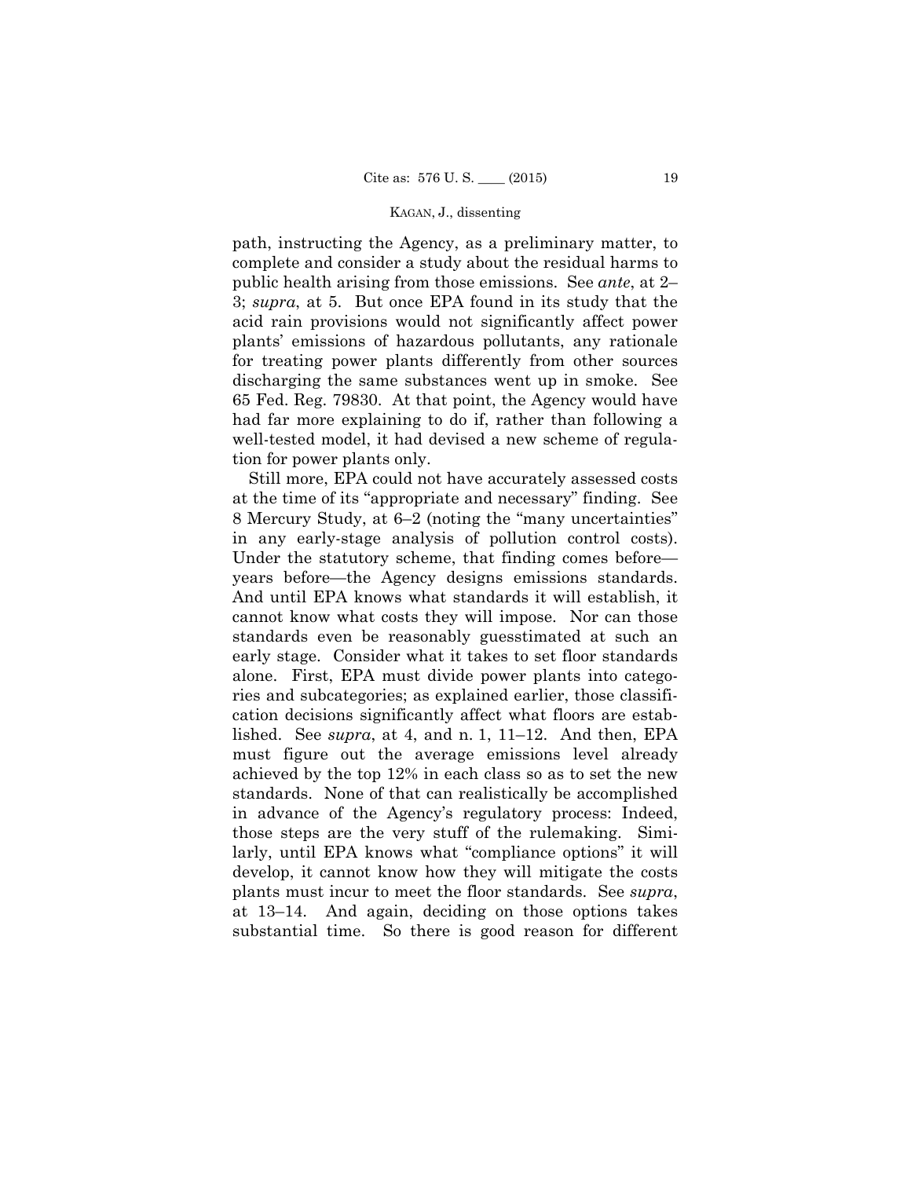path, instructing the Agency, as a preliminary matter, to complete and consider a study about the residual harms to public health arising from those emissions. See *ante*, at 2–3; *supra*, at 5. But once EPA found in its study that the acid rain provisions would not significantly affect power plants' emissions of hazardous pollutants, any rationale for treating power plants differently from other sources discharging the same substances went up in smoke. See 65 Fed. Reg. 79830. At that point, the Agency would have had far more explaining to do if, rather than following a well-tested model, it had devised a new scheme of regulation for power plants only.

Still more, EPA could not have accurately assessed costs at the time of its "appropriate and necessary" finding. See 8 Mercury Study, at 6–2 (noting the "many uncertainties" in any early-stage analysis of pollution control costs). Under the statutory scheme, that finding comes before—years before—the Agency designs emissions standards. And until EPA knows what standards it will establish, it cannot know what costs they will impose. Nor can those standards even be reasonably guesstimated at such an early stage. Consider what it takes to set floor standards alone. First, EPA must divide power plants into categories and subcategories; as explained earlier, those classification decisions significantly affect what floors are established. See *supra*, at 4, and n. 1, 11–12. And then, EPA must figure out the average emissions level already achieved by the top 12% in each class so as to set the new standards. None of that can realistically be accomplished in advance of the Agency's regulatory process: Indeed, those steps are the very stuff of the rulemaking. Similarly, until EPA knows what "compliance options" it will develop, it cannot know how they will mitigate the costs plants must incur to meet the floor standards. See *supra*, at 13–14. And again, deciding on those options takes substantial time. So there is good reason for different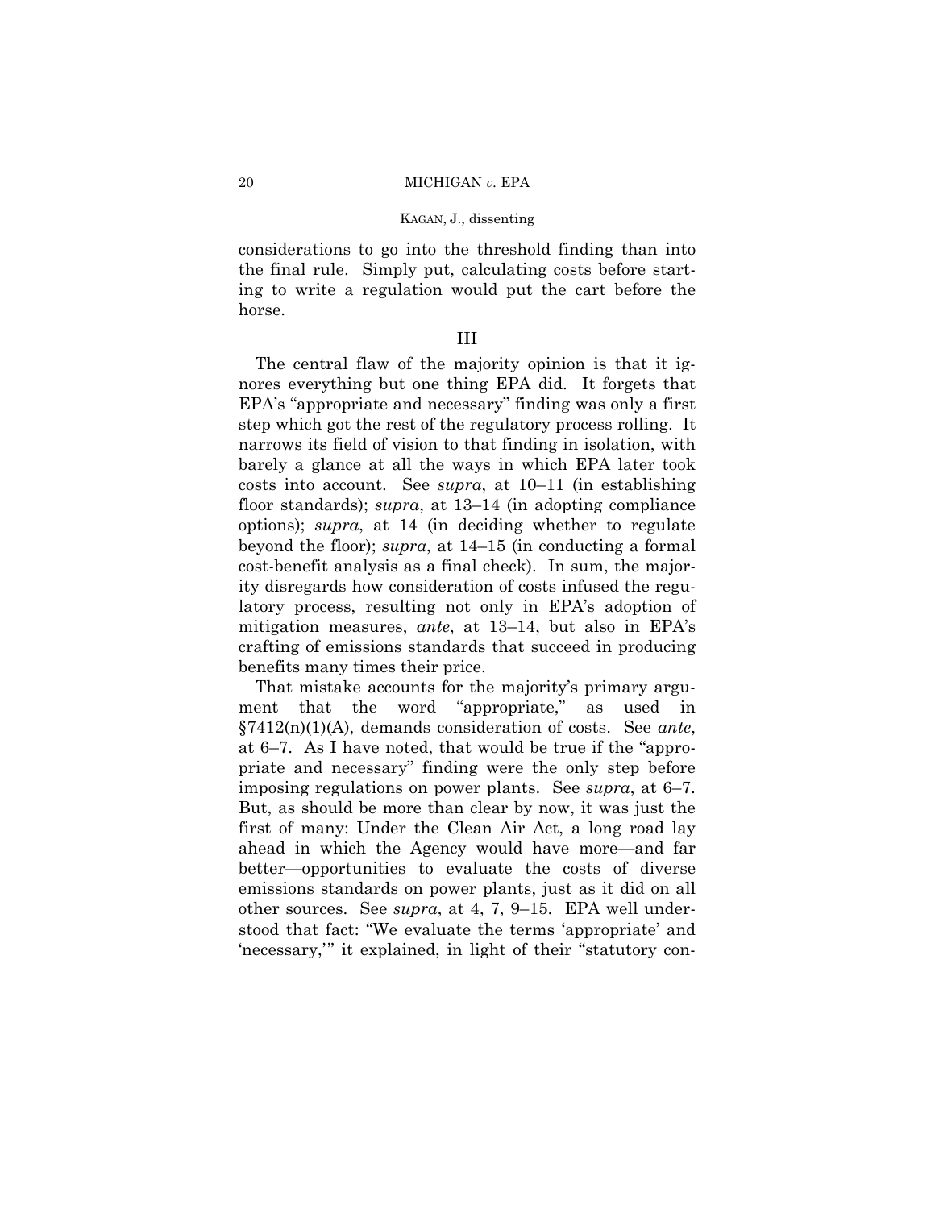considerations to go into the threshold finding than into the final rule. Simply put, calculating costs before starting to write a regulation would put the cart before the horse.

III

The central flaw of the majority opinion is that it ignores everything but one thing EPA did. It forgets that EPA's "appropriate and necessary" finding was only a first step which got the rest of the regulatory process rolling. It narrows its field of vision to that finding in isolation, with barely a glance at all the ways in which EPA later took costs into account. See *supra*, at 10–11 (in establishing floor standards); *supra*, at 13–14 (in adopting compliance options); *supra*, at 14 (in deciding whether to regulate beyond the floor); *supra*, at 14–15 (in conducting a formal cost-benefit analysis as a final check). In sum, the majority disregards how consideration of costs infused the regulatory process, resulting not only in EPA's adoption of mitigation measures, *ante*, at 13–14, but also in EPA's crafting of emissions standards that succeed in producing benefits many times their price.

That mistake accounts for the majority's primary argument that the word "appropriate," as used in §7412(n)(1)(A), demands consideration of costs. See *ante*, at 6–7. As I have noted, that would be true if the "appropriate and necessary" finding were the only step before imposing regulations on power plants. See *supra*, at 6–7. But, as should be more than clear by now, it was just the first of many: Under the Clean Air Act, a long road lay ahead in which the Agency would have more—and far better—opportunities to evaluate the costs of diverse emissions standards on power plants, just as it did on all other sources. See *supra*, at 4, 7, 9–15. EPA well understood that fact: "We evaluate the terms 'appropriate' and 'necessary,'" it explained, in light of their "statutory con-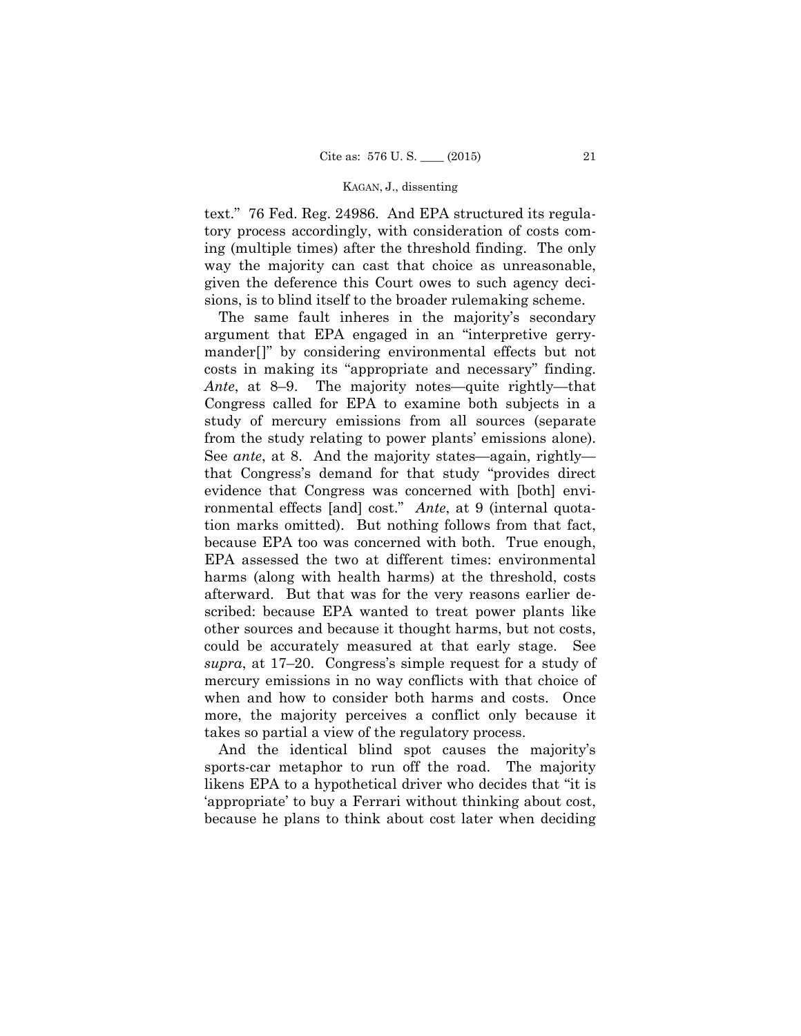text." 76 Fed. Reg. 24986. And EPA structured its regulatory process accordingly, with consideration of costs coming (multiple times) after the threshold finding. The only way the majority can cast that choice as unreasonable, given the deference this Court owes to such agency decisions, is to blind itself to the broader rulemaking scheme.

The same fault inheres in the majority's secondary argument that EPA engaged in an "interpretive gerrymander[]" by considering environmental effects but not costs in making its "appropriate and necessary" finding. *Ante*, at 8–9. The majority notes—quite rightly—that Congress called for EPA to examine both subjects in a study of mercury emissions from all sources (separate from the study relating to power plants' emissions alone). See *ante*, at 8. And the majority states—again, rightly—that Congress's demand for that study "provides direct evidence that Congress was concerned with [both] environmental effects [and] cost." *Ante*, at 9 (internal quotation marks omitted). But nothing follows from that fact, because EPA too was concerned with both. True enough, EPA assessed the two at different times: environmental harms (along with health harms) at the threshold, costs afterward. But that was for the very reasons earlier described: because EPA wanted to treat power plants like other sources and because it thought harms, but not costs, could be accurately measured at that early stage. See *supra*, at 17–20. Congress's simple request for a study of mercury emissions in no way conflicts with that choice of when and how to consider both harms and costs. Once more, the majority perceives a conflict only because it takes so partial a view of the regulatory process.

And the identical blind spot causes the majority's sports-car metaphor to run off the road. The majority likens EPA to a hypothetical driver who decides that "it is 'appropriate' to buy a Ferrari without thinking about cost, because he plans to think about cost later when deciding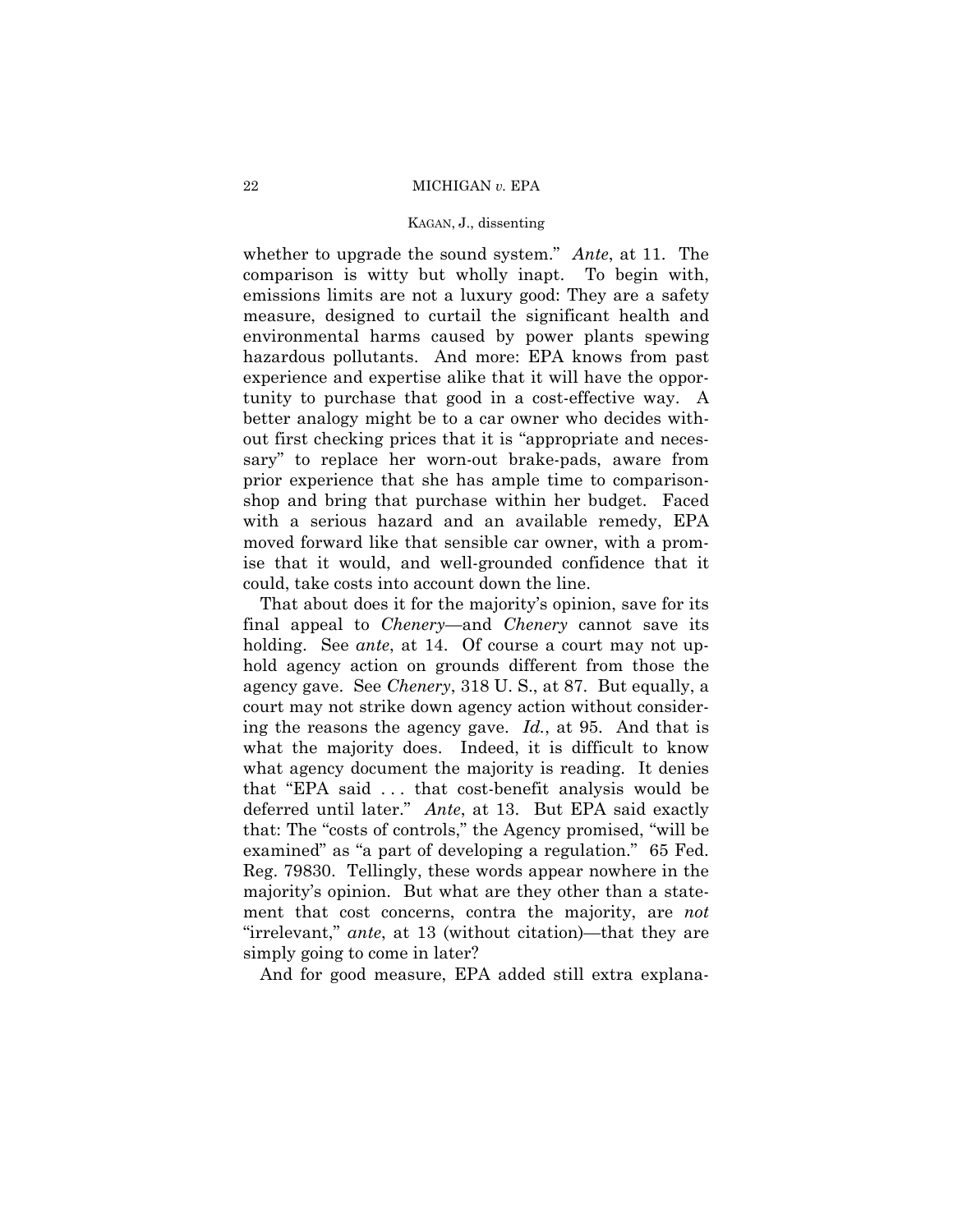whether to upgrade the sound system." *Ante*, at 11. The comparison is witty but wholly inapt. To begin with, emissions limits are not a luxury good: They are a safety measure, designed to curtail the significant health and environmental harms caused by power plants spewing hazardous pollutants. And more: EPA knows from past experience and expertise alike that it will have the opportunity to purchase that good in a cost-effective way. A better analogy might be to a car owner who decides without first checking prices that it is "appropriate and necessary" to replace her worn-out brake-pads, aware from prior experience that she has ample time to comparison-shop and bring that purchase within her budget. Faced with a serious hazard and an available remedy, EPA moved forward like that sensible car owner, with a promise that it would, and well-grounded confidence that it could, take costs into account down the line.

That about does it for the majority's opinion, save for its final appeal to *Chenery*—and *Chenery* cannot save its holding. See *ante*, at 14. Of course a court may not uphold agency action on grounds different from those the agency gave. See *Chenery*, 318 U. S., at 87. But equally, a court may not strike down agency action without considering the reasons the agency gave. *Id.*, at 95. And that is what the majority does. Indeed, it is difficult to know what agency document the majority is reading. It denies that "EPA said . . . that cost-benefit analysis would be deferred until later." *Ante*, at 13. But EPA said exactly that: The "costs of controls," the Agency promised, "will be examined" as "a part of developing a regulation." 65 Fed. Reg. 79830. Tellingly, these words appear nowhere in the majority's opinion. But what are they other than a statement that cost concerns, contra the majority, are *not* "irrelevant," *ante*, at 13 (without citation)—that they are simply going to come in later?

And for good measure, EPA added still extra explana-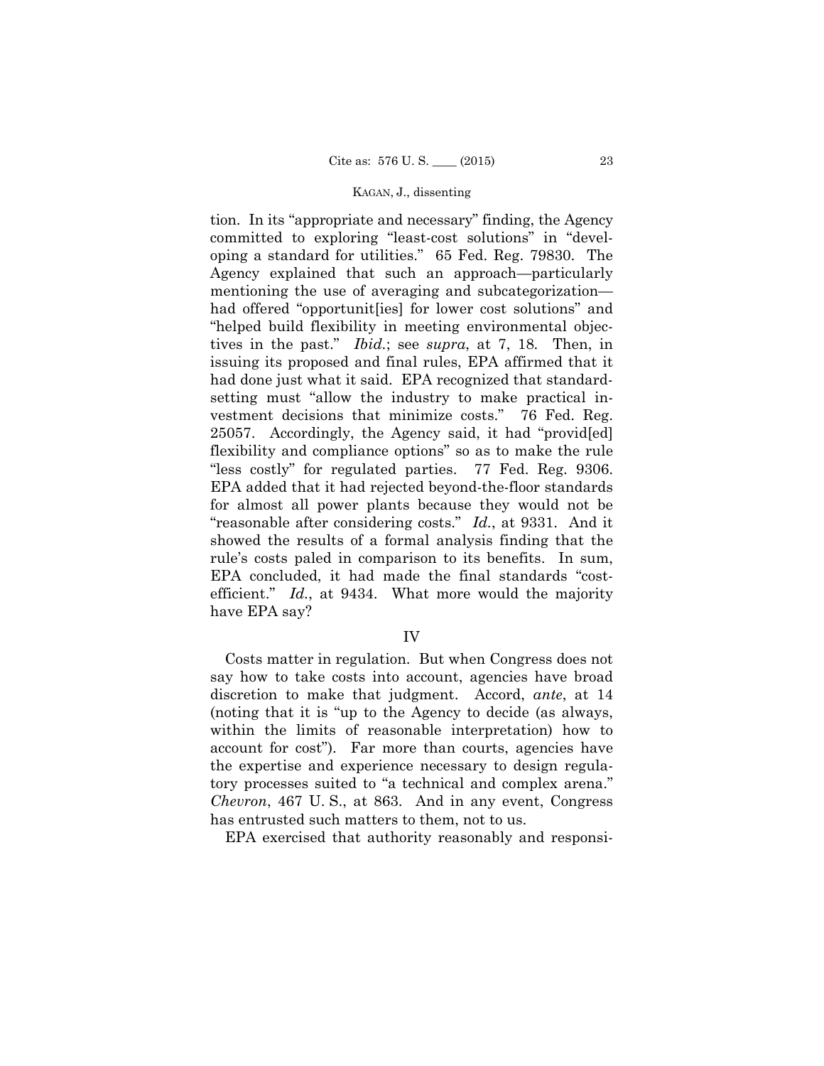tion. In its "appropriate and necessary" finding, the Agency committed to exploring "least-cost solutions" in "developing a standard for utilities." 65 Fed. Reg. 79830. The Agency explained that such an approach—particularly mentioning the use of averaging and subcategorization—had offered "opportunit[ies] for lower cost solutions" and "helped build flexibility in meeting environmental objectives in the past." *Ibid.*; see *supra*, at 7, 18. Then, in issuing its proposed and final rules, EPA affirmed that it had done just what it said. EPA recognized that standard-setting must "allow the industry to make practical investment decisions that minimize costs." 76 Fed. Reg. 25057. Accordingly, the Agency said, it had "provid[ed] flexibility and compliance options" so as to make the rule "less costly" for regulated parties. 77 Fed. Reg. 9306. EPA added that it had rejected beyond-the-floor standards for almost all power plants because they would not be "reasonable after considering costs." *Id.*, at 9331. And it showed the results of a formal analysis finding that the rule's costs paled in comparison to its benefits. In sum, EPA concluded, it had made the final standards "cost-efficient." *Id.*, at 9434. What more would the majority have EPA say?

## IV

Costs matter in regulation. But when Congress does not say how to take costs into account, agencies have broad discretion to make that judgment. Accord, *ante*, at 14 (noting that it is "up to the Agency to decide (as always, within the limits of reasonable interpretation) how to account for cost"). Far more than courts, agencies have the expertise and experience necessary to design regulatory processes suited to "a technical and complex arena." *Chevron*, 467 U. S., at 863. And in any event, Congress has entrusted such matters to them, not to us.

EPA exercised that authority reasonably and responsi-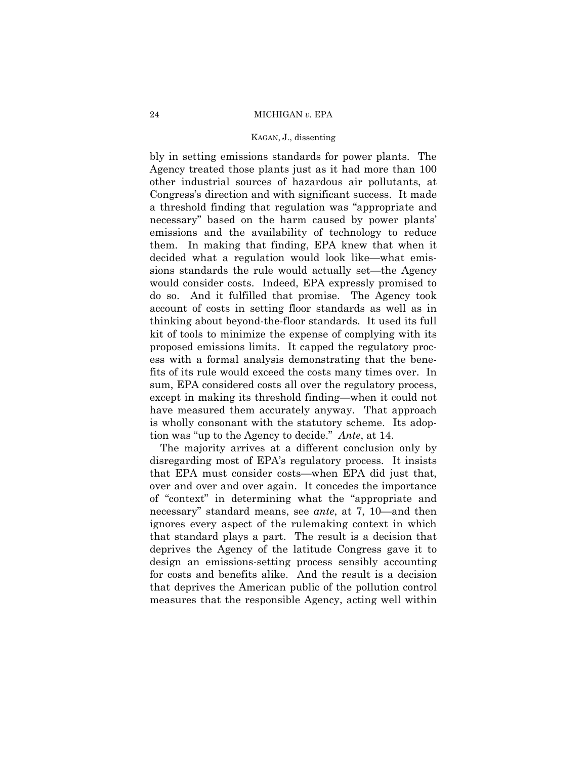bly in setting emissions standards for power plants. The Agency treated those plants just as it had more than 100 other industrial sources of hazardous air pollutants, at Congress's direction and with significant success. It made a threshold finding that regulation was "appropriate and necessary" based on the harm caused by power plants' emissions and the availability of technology to reduce them. In making that finding, EPA knew that when it decided what a regulation would look like—what emissions standards the rule would actually set—the Agency would consider costs. Indeed, EPA expressly promised to do so. And it fulfilled that promise. The Agency took account of costs in setting floor standards as well as in thinking about beyond-the-floor standards. It used its full kit of tools to minimize the expense of complying with its proposed emissions limits. It capped the regulatory process with a formal analysis demonstrating that the benefits of its rule would exceed the costs many times over. In sum, EPA considered costs all over the regulatory process, except in making its threshold finding—when it could not have measured them accurately anyway. That approach is wholly consonant with the statutory scheme. Its adoption was "up to the Agency to decide." *Ante*, at 14.

The majority arrives at a different conclusion only by disregarding most of EPA's regulatory process. It insists that EPA must consider costs—when EPA did just that, over and over and over again. It concedes the importance of "context" in determining what the "appropriate and necessary" standard means, see *ante*, at 7, 10—and then ignores every aspect of the rulemaking context in which that standard plays a part. The result is a decision that deprives the Agency of the latitude Congress gave it to design an emissions-setting process sensibly accounting for costs and benefits alike. And the result is a decision that deprives the American public of the pollution control measures that the responsible Agency, acting well within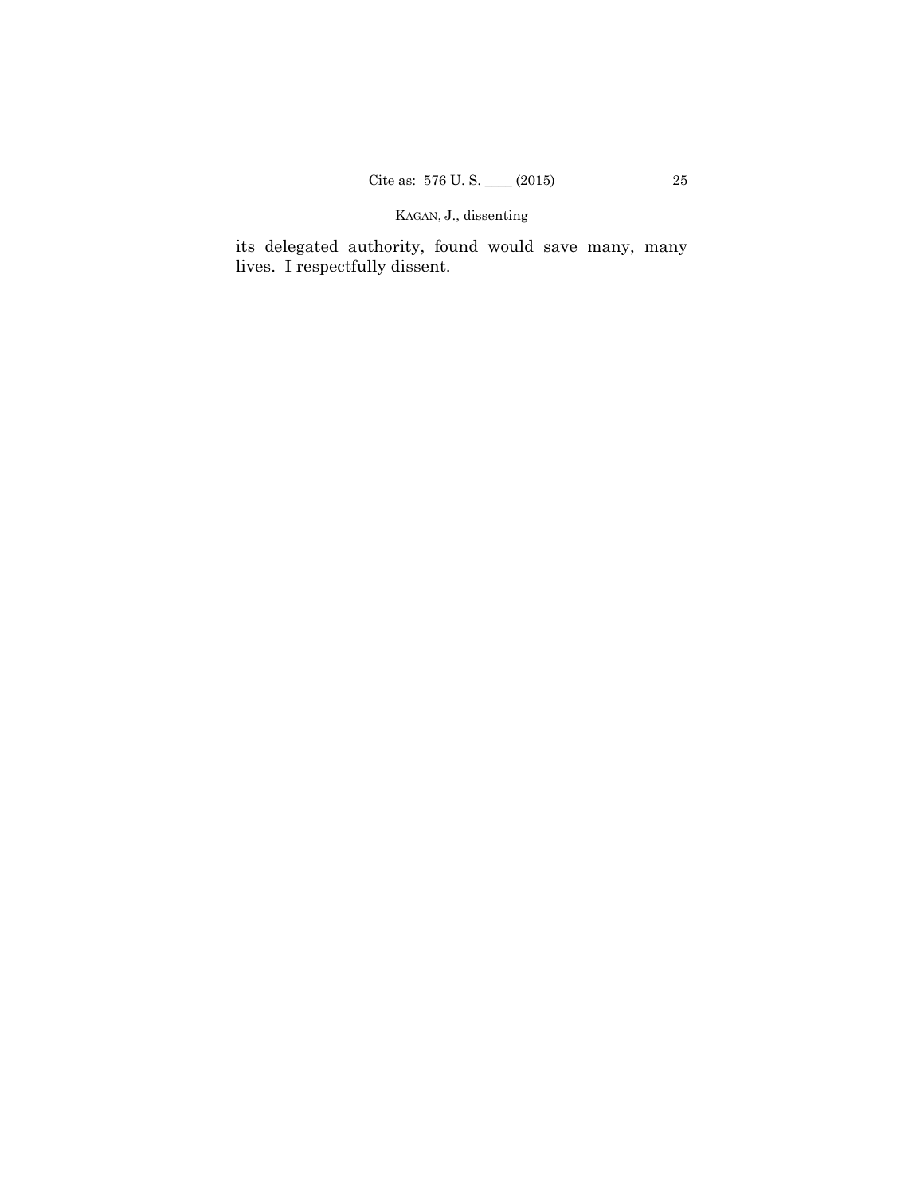its delegated authority, found would save many, many lives. I respectfully dissent.